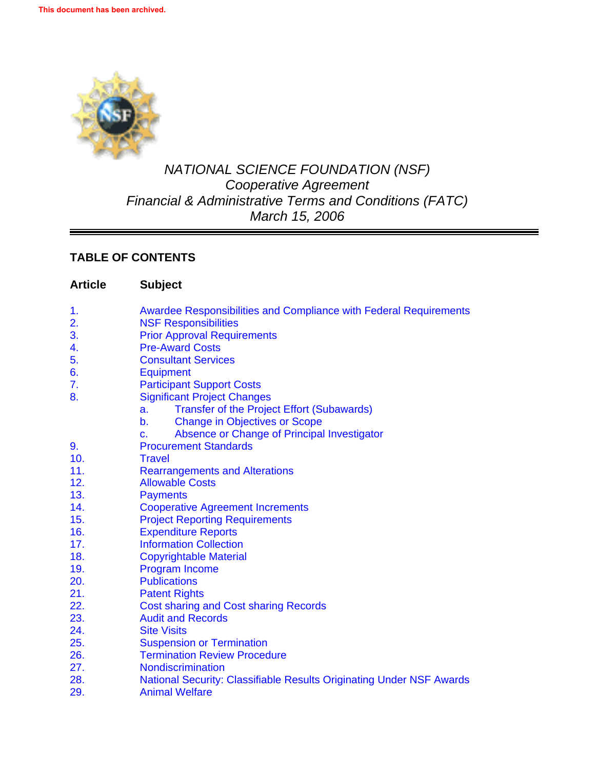This document has been archived.

*NATIONAL SCIENCE FOUNDATION (NSF)*
*Cooperative Agreement*
*Financial & Administrative Terms and Conditions (FATC)*
*March 15, 2006*

## TABLE OF CONTENTS

| Article | Subject |
| --- | --- |
| 1. | Awardee Responsibilities and Compliance with Federal Requirements |
| 2. | NSF Responsibilities |
| 3. | Prior Approval Requirements |
| 4. | Pre-Award Costs |
| 5. | Consultant Services |
| 6. | Equipment |
| 7. | Participant Support Costs |
| 8. | Significant Project Changes |
| | a. Transfer of the Project Effort (Subawards) |
| | b. Change in Objectives or Scope |
| | c. Absence or Change of Principal Investigator |
| 9. | Procurement Standards |
| 10. | Travel |
| 11. | Rearrangements and Alterations |
| 12. | Allowable Costs |
| 13. | Payments |
| 14. | Cooperative Agreement Increments |
| 15. | Project Reporting Requirements |
| 16. | Expenditure Reports |
| 17. | Information Collection |
| 18. | Copyrightable Material |
| 19. | Program Income |
| 20. | Publications |
| 21. | Patent Rights |
| 22. | Cost sharing and Cost sharing Records |
| 23. | Audit and Records |
| 24. | Site Visits |
| 25. | Suspension or Termination |
| 26. | Termination Review Procedure |
| 27. | Nondiscrimination |
| 28. | National Security: Classifiable Results Originating Under NSF Awards |
| 29. | Animal Welfare |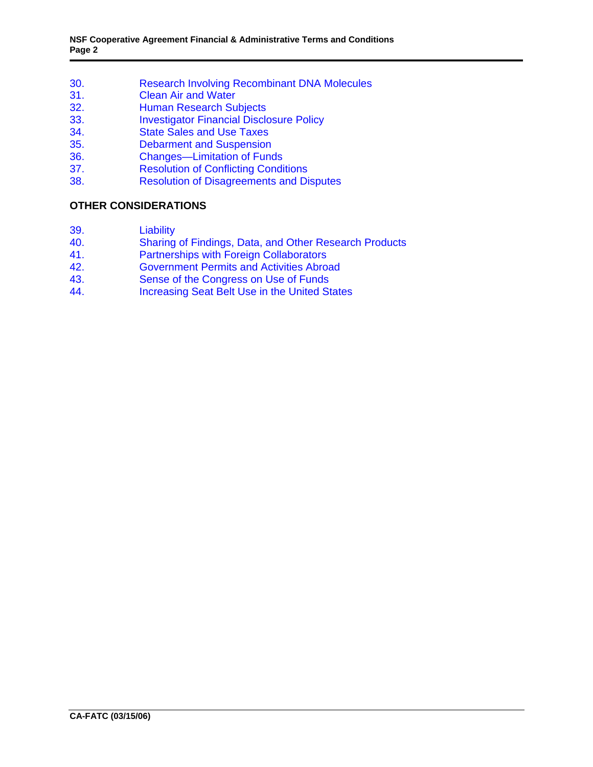30. Research Involving Recombinant DNA Molecules
31. Clean Air and Water
32. Human Research Subjects
33. Investigator Financial Disclosure Policy
34. State Sales and Use Taxes
35. Debarment and Suspension
36. Changes—Limitation of Funds
37. Resolution of Conflicting Conditions
38. Resolution of Disagreements and Disputes

**OTHER CONSIDERATIONS**

39. Liability
40. Sharing of Findings, Data, and Other Research Products
41. Partnerships with Foreign Collaborators
42. Government Permits and Activities Abroad
43. Sense of the Congress on Use of Funds
44. Increasing Seat Belt Use in the United States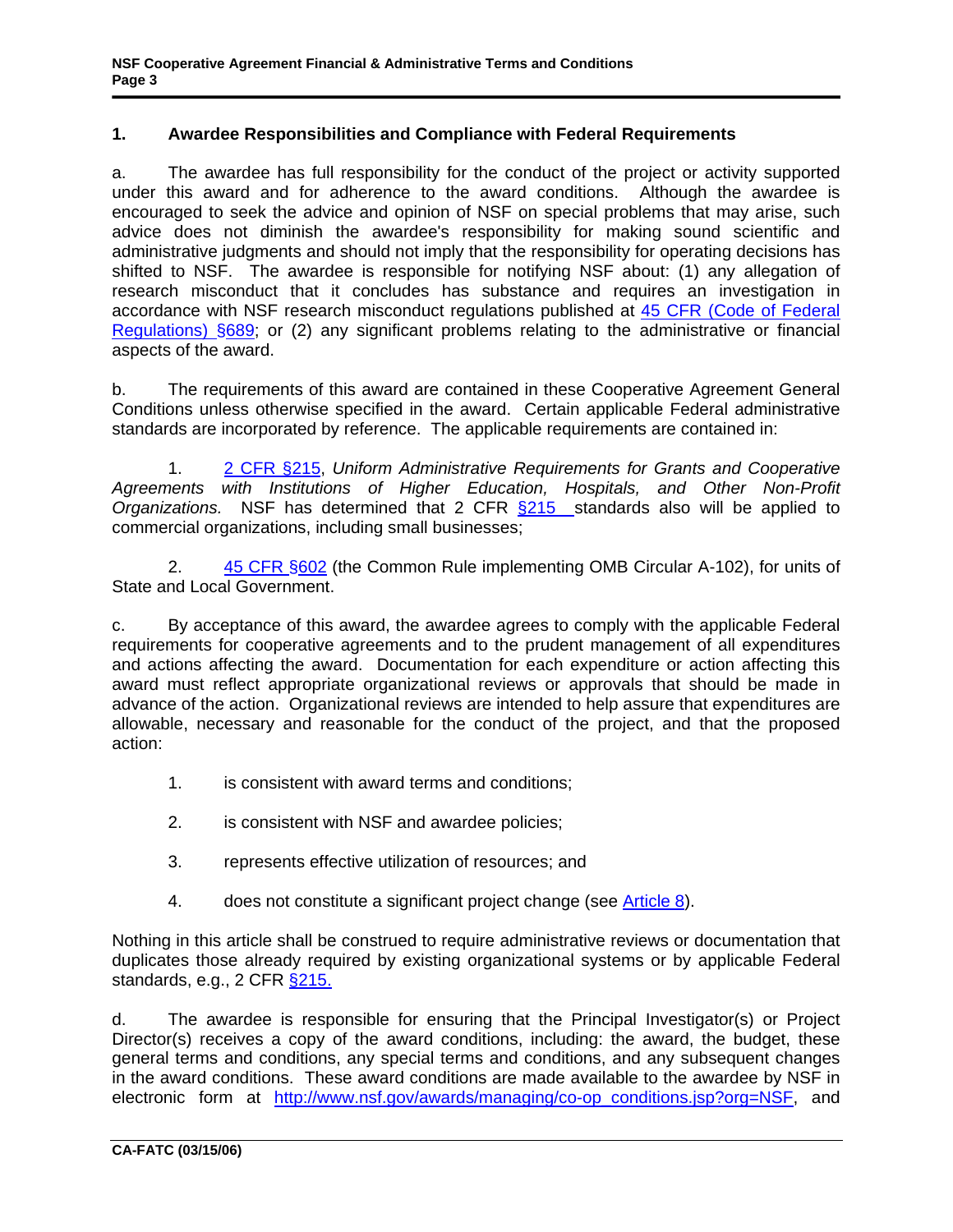## 1. Awardee Responsibilities and Compliance with Federal Requirements

a. The awardee has full responsibility for the conduct of the project or activity supported under this award and for adherence to the award conditions. Although the awardee is encouraged to seek the advice and opinion of NSF on special problems that may arise, such advice does not diminish the awardee's responsibility for making sound scientific and administrative judgments and should not imply that the responsibility for operating decisions has shifted to NSF. The awardee is responsible for notifying NSF about: (1) any allegation of research misconduct that it concludes has substance and requires an investigation in accordance with NSF research misconduct regulations published at 45 CFR (Code of Federal Regulations) §689; or (2) any significant problems relating to the administrative or financial aspects of the award.

b. The requirements of this award are contained in these Cooperative Agreement General Conditions unless otherwise specified in the award. Certain applicable Federal administrative standards are incorporated by reference. The applicable requirements are contained in:

1. 2 CFR §215, *Uniform Administrative Requirements for Grants and Cooperative Agreements with Institutions of Higher Education, Hospitals, and Other Non-Profit Organizations.* NSF has determined that 2 CFR §215 standards also will be applied to commercial organizations, including small businesses;

2. 45 CFR §602 (the Common Rule implementing OMB Circular A-102), for units of State and Local Government.

c. By acceptance of this award, the awardee agrees to comply with the applicable Federal requirements for cooperative agreements and to the prudent management of all expenditures and actions affecting the award. Documentation for each expenditure or action affecting this award must reflect appropriate organizational reviews or approvals that should be made in advance of the action. Organizational reviews are intended to help assure that expenditures are allowable, necessary and reasonable for the conduct of the project, and that the proposed action:

1. is consistent with award terms and conditions;

2. is consistent with NSF and awardee policies;

3. represents effective utilization of resources; and

4. does not constitute a significant project change (see Article 8).

Nothing in this article shall be construed to require administrative reviews or documentation that duplicates those already required by existing organizational systems or by applicable Federal standards, e.g., 2 CFR §215.

d. The awardee is responsible for ensuring that the Principal Investigator(s) or Project Director(s) receives a copy of the award conditions, including: the award, the budget, these general terms and conditions, any special terms and conditions, and any subsequent changes in the award conditions. These award conditions are made available to the awardee by NSF in electronic form at http://www.nsf.gov/awards/managing/co-op_conditions.jsp?org=NSF, and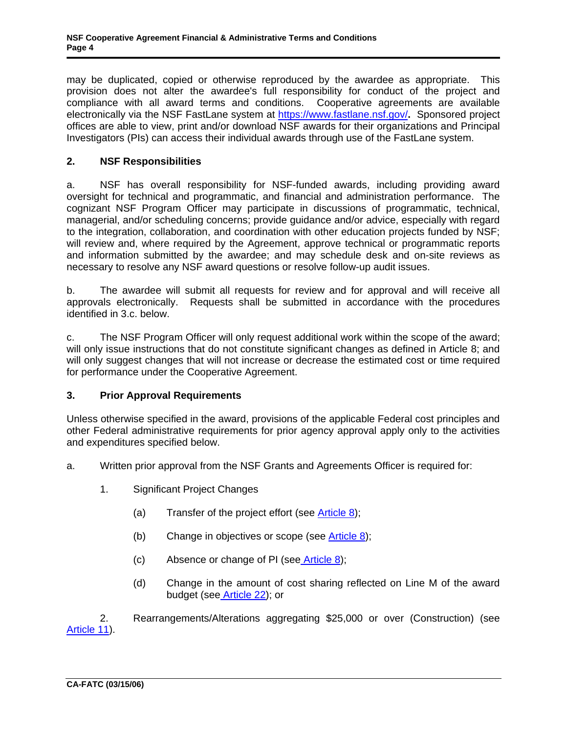may be duplicated, copied or otherwise reproduced by the awardee as appropriate. This provision does not alter the awardee's full responsibility for conduct of the project and compliance with all award terms and conditions. Cooperative agreements are available electronically via the NSF FastLane system at https://www.fastlane.nsf.gov/**.** Sponsored project offices are able to view, print and/or download NSF awards for their organizations and Principal Investigators (PIs) can access their individual awards through use of the FastLane system.

## 2. NSF Responsibilities

a. NSF has overall responsibility for NSF-funded awards, including providing award oversight for technical and programmatic, and financial and administration performance. The cognizant NSF Program Officer may participate in discussions of programmatic, technical, managerial, and/or scheduling concerns; provide guidance and/or advice, especially with regard to the integration, collaboration, and coordination with other education projects funded by NSF; will review and, where required by the Agreement, approve technical or programmatic reports and information submitted by the awardee; and may schedule desk and on-site reviews as necessary to resolve any NSF award questions or resolve follow-up audit issues.

b. The awardee will submit all requests for review and for approval and will receive all approvals electronically. Requests shall be submitted in accordance with the procedures identified in 3.c. below.

c. The NSF Program Officer will only request additional work within the scope of the award; will only issue instructions that do not constitute significant changes as defined in Article 8; and will only suggest changes that will not increase or decrease the estimated cost or time required for performance under the Cooperative Agreement.

## 3. Prior Approval Requirements

Unless otherwise specified in the award, provisions of the applicable Federal cost principles and other Federal administrative requirements for prior agency approval apply only to the activities and expenditures specified below.

a. Written prior approval from the NSF Grants and Agreements Officer is required for:

1. Significant Project Changes

   (a) Transfer of the project effort (see Article 8);

   (b) Change in objectives or scope (see Article 8);

   (c) Absence or change of PI (see Article 8);

   (d) Change in the amount of cost sharing reflected on Line M of the award budget (see Article 22); or

2. Rearrangements/Alterations aggregating $25,000 or over (Construction) (see Article 11).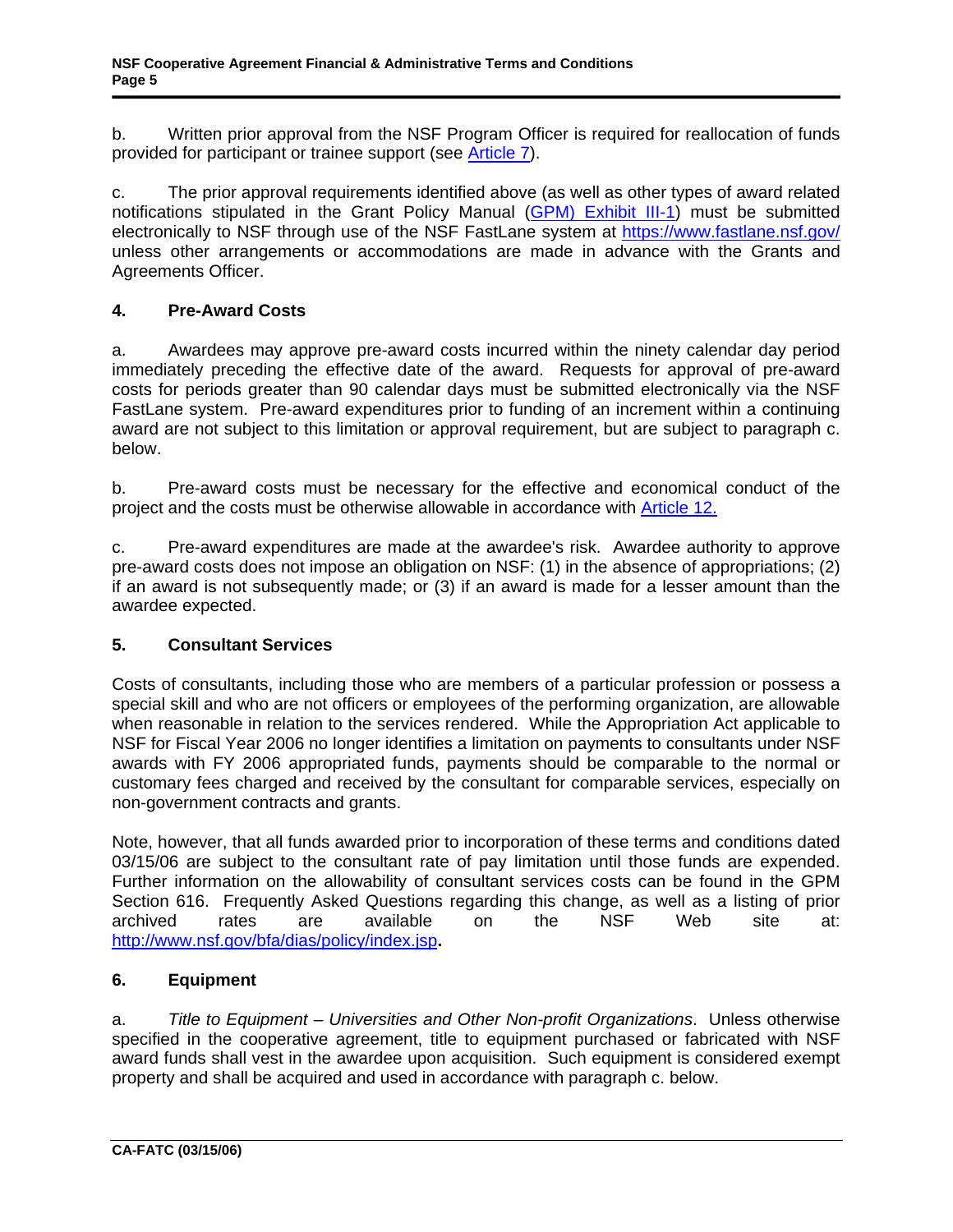b. Written prior approval from the NSF Program Officer is required for reallocation of funds provided for participant or trainee support (see Article 7).

c. The prior approval requirements identified above (as well as other types of award related notifications stipulated in the Grant Policy Manual (GPM) Exhibit III-1) must be submitted electronically to NSF through use of the NSF FastLane system at https://www.fastlane.nsf.gov/ unless other arrangements or accommodations are made in advance with the Grants and Agreements Officer.

## 4. Pre-Award Costs

a. Awardees may approve pre-award costs incurred within the ninety calendar day period immediately preceding the effective date of the award. Requests for approval of pre-award costs for periods greater than 90 calendar days must be submitted electronically via the NSF FastLane system. Pre-award expenditures prior to funding of an increment within a continuing award are not subject to this limitation or approval requirement, but are subject to paragraph c. below.

b. Pre-award costs must be necessary for the effective and economical conduct of the project and the costs must be otherwise allowable in accordance with Article 12.

c. Pre-award expenditures are made at the awardee's risk. Awardee authority to approve pre-award costs does not impose an obligation on NSF: (1) in the absence of appropriations; (2) if an award is not subsequently made; or (3) if an award is made for a lesser amount than the awardee expected.

## 5. Consultant Services

Costs of consultants, including those who are members of a particular profession or possess a special skill and who are not officers or employees of the performing organization, are allowable when reasonable in relation to the services rendered. While the Appropriation Act applicable to NSF for Fiscal Year 2006 no longer identifies a limitation on payments to consultants under NSF awards with FY 2006 appropriated funds, payments should be comparable to the normal or customary fees charged and received by the consultant for comparable services, especially on non-government contracts and grants.

Note, however, that all funds awarded prior to incorporation of these terms and conditions dated 03/15/06 are subject to the consultant rate of pay limitation until those funds are expended. Further information on the allowability of consultant services costs can be found in the GPM Section 616. Frequently Asked Questions regarding this change, as well as a listing of prior archived rates are available on the NSF Web site at: http://www.nsf.gov/bfa/dias/policy/index.jsp**.**

## 6. Equipment

a. *Title to Equipment – Universities and Other Non-profit Organizations*. Unless otherwise specified in the cooperative agreement, title to equipment purchased or fabricated with NSF award funds shall vest in the awardee upon acquisition. Such equipment is considered exempt property and shall be acquired and used in accordance with paragraph c. below.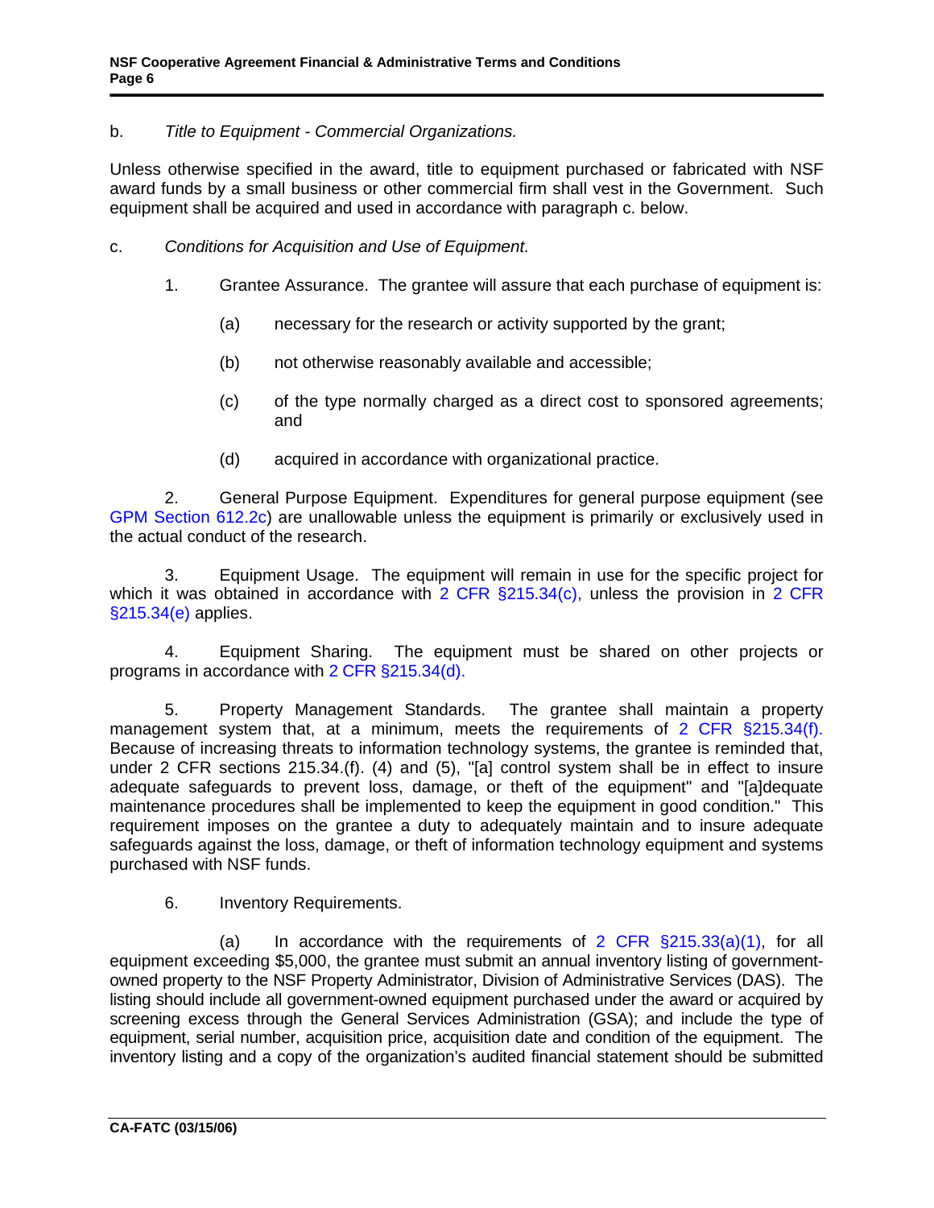b. *Title to Equipment - Commercial Organizations.*

Unless otherwise specified in the award, title to equipment purchased or fabricated with NSF award funds by a small business or other commercial firm shall vest in the Government. Such equipment shall be acquired and used in accordance with paragraph c. below.

c. *Conditions for Acquisition and Use of Equipment.*

1. Grantee Assurance. The grantee will assure that each purchase of equipment is:

   (a) necessary for the research or activity supported by the grant;

   (b) not otherwise reasonably available and accessible;

   (c) of the type normally charged as a direct cost to sponsored agreements; and

   (d) acquired in accordance with organizational practice.

2. General Purpose Equipment. Expenditures for general purpose equipment (see GPM Section 612.2c) are unallowable unless the equipment is primarily or exclusively used in the actual conduct of the research.

3. Equipment Usage. The equipment will remain in use for the specific project for which it was obtained in accordance with 2 CFR §215.34(c), unless the provision in 2 CFR §215.34(e) applies.

4. Equipment Sharing. The equipment must be shared on other projects or programs in accordance with 2 CFR §215.34(d).

5. Property Management Standards. The grantee shall maintain a property management system that, at a minimum, meets the requirements of 2 CFR §215.34(f). Because of increasing threats to information technology systems, the grantee is reminded that, under 2 CFR sections 215.34.(f). (4) and (5), "[a] control system shall be in effect to insure adequate safeguards to prevent loss, damage, or theft of the equipment" and "[a]dequate maintenance procedures shall be implemented to keep the equipment in good condition." This requirement imposes on the grantee a duty to adequately maintain and to insure adequate safeguards against the loss, damage, or theft of information technology equipment and systems purchased with NSF funds.

6. Inventory Requirements.

   (a) In accordance with the requirements of 2 CFR §215.33(a)(1), for all equipment exceeding $5,000, the grantee must submit an annual inventory listing of government-owned property to the NSF Property Administrator, Division of Administrative Services (DAS). The listing should include all government-owned equipment purchased under the award or acquired by screening excess through the General Services Administration (GSA); and include the type of equipment, serial number, acquisition price, acquisition date and condition of the equipment. The inventory listing and a copy of the organization's audited financial statement should be submitted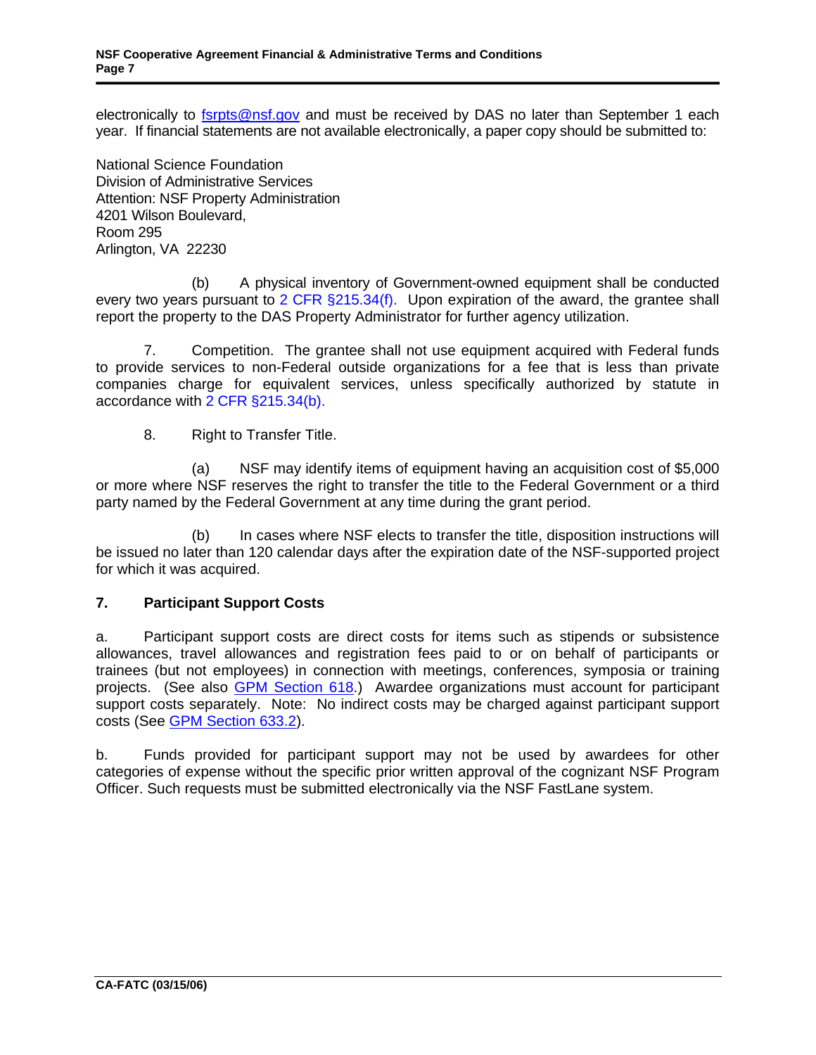electronically to fsrpts@nsf.gov and must be received by DAS no later than September 1 each year. If financial statements are not available electronically, a paper copy should be submitted to:

National Science Foundation
Division of Administrative Services
Attention: NSF Property Administration
4201 Wilson Boulevard,
Room 295
Arlington, VA 22230

(b) A physical inventory of Government-owned equipment shall be conducted every two years pursuant to 2 CFR §215.34(f). Upon expiration of the award, the grantee shall report the property to the DAS Property Administrator for further agency utilization.

7. Competition. The grantee shall not use equipment acquired with Federal funds to provide services to non-Federal outside organizations for a fee that is less than private companies charge for equivalent services, unless specifically authorized by statute in accordance with 2 CFR §215.34(b).

8. Right to Transfer Title.

(a) NSF may identify items of equipment having an acquisition cost of $5,000 or more where NSF reserves the right to transfer the title to the Federal Government or a third party named by the Federal Government at any time during the grant period.

(b) In cases where NSF elects to transfer the title, disposition instructions will be issued no later than 120 calendar days after the expiration date of the NSF-supported project for which it was acquired.

## 7. Participant Support Costs

a. Participant support costs are direct costs for items such as stipends or subsistence allowances, travel allowances and registration fees paid to or on behalf of participants or trainees (but not employees) in connection with meetings, conferences, symposia or training projects. (See also GPM Section 618.) Awardee organizations must account for participant support costs separately. Note: No indirect costs may be charged against participant support costs (See GPM Section 633.2).

b. Funds provided for participant support may not be used by awardees for other categories of expense without the specific prior written approval of the cognizant NSF Program Officer. Such requests must be submitted electronically via the NSF FastLane system.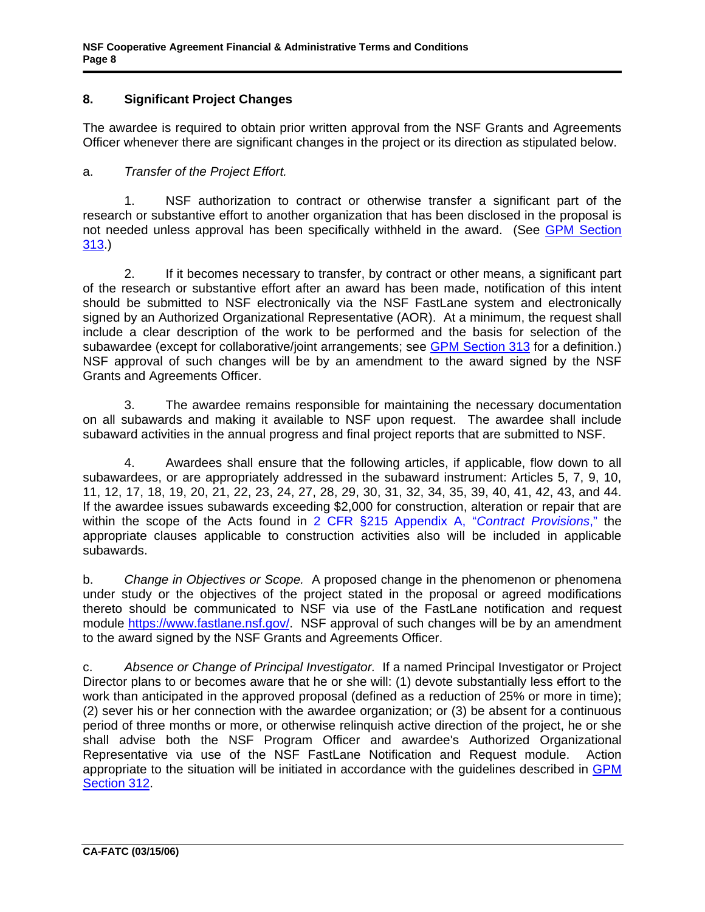## 8. Significant Project Changes

The awardee is required to obtain prior written approval from the NSF Grants and Agreements Officer whenever there are significant changes in the project or its direction as stipulated below.

a. *Transfer of the Project Effort.*

1. NSF authorization to contract or otherwise transfer a significant part of the research or substantive effort to another organization that has been disclosed in the proposal is not needed unless approval has been specifically withheld in the award. (See GPM Section 313.)

2. If it becomes necessary to transfer, by contract or other means, a significant part of the research or substantive effort after an award has been made, notification of this intent should be submitted to NSF electronically via the NSF FastLane system and electronically signed by an Authorized Organizational Representative (AOR). At a minimum, the request shall include a clear description of the work to be performed and the basis for selection of the subawardee (except for collaborative/joint arrangements; see GPM Section 313 for a definition.) NSF approval of such changes will be by an amendment to the award signed by the NSF Grants and Agreements Officer.

3. The awardee remains responsible for maintaining the necessary documentation on all subawards and making it available to NSF upon request. The awardee shall include subaward activities in the annual progress and final project reports that are submitted to NSF.

4. Awardees shall ensure that the following articles, if applicable, flow down to all subawardees, or are appropriately addressed in the subaward instrument: Articles 5, 7, 9, 10, 11, 12, 17, 18, 19, 20, 21, 22, 23, 24, 27, 28, 29, 30, 31, 32, 34, 35, 39, 40, 41, 42, 43, and 44. If the awardee issues subawards exceeding $2,000 for construction, alteration or repair that are within the scope of the Acts found in 2 CFR §215 Appendix A, "*Contract Provisions*," the appropriate clauses applicable to construction activities also will be included in applicable subawards.

b. *Change in Objectives or Scope.* A proposed change in the phenomenon or phenomena under study or the objectives of the project stated in the proposal or agreed modifications thereto should be communicated to NSF via use of the FastLane notification and request module https://www.fastlane.nsf.gov/. NSF approval of such changes will be by an amendment to the award signed by the NSF Grants and Agreements Officer.

c. *Absence or Change of Principal Investigator.* If a named Principal Investigator or Project Director plans to or becomes aware that he or she will: (1) devote substantially less effort to the work than anticipated in the approved proposal (defined as a reduction of 25% or more in time); (2) sever his or her connection with the awardee organization; or (3) be absent for a continuous period of three months or more, or otherwise relinquish active direction of the project, he or she shall advise both the NSF Program Officer and awardee's Authorized Organizational Representative via use of the NSF FastLane Notification and Request module. Action appropriate to the situation will be initiated in accordance with the guidelines described in GPM Section 312.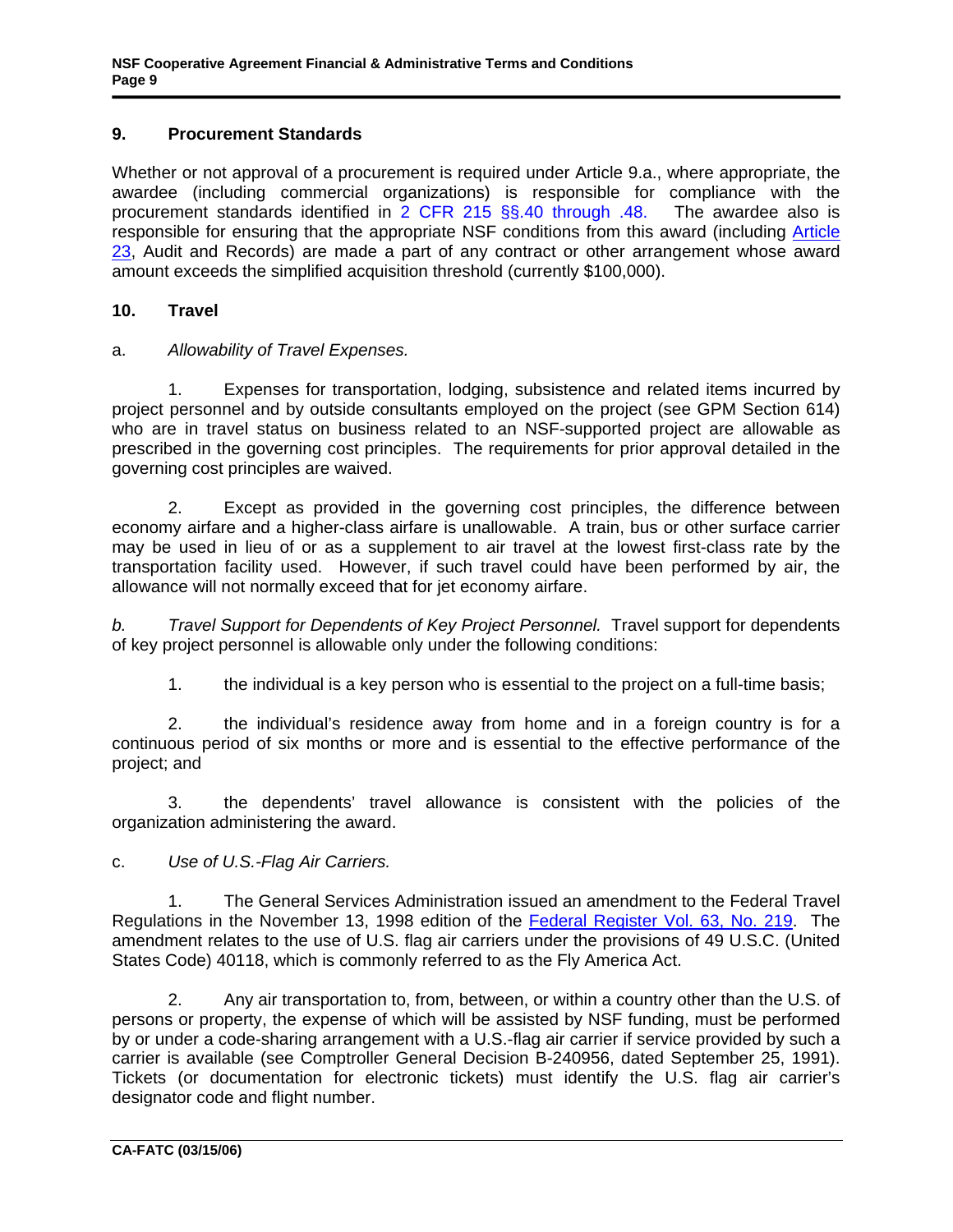## 9. Procurement Standards

Whether or not approval of a procurement is required under Article 9.a., where appropriate, the awardee (including commercial organizations) is responsible for compliance with the procurement standards identified in 2 CFR 215 §§.40 through .48. The awardee also is responsible for ensuring that the appropriate NSF conditions from this award (including Article 23, Audit and Records) are made a part of any contract or other arrangement whose award amount exceeds the simplified acquisition threshold (currently $100,000).

## 10. Travel

a. *Allowability of Travel Expenses.*

1. Expenses for transportation, lodging, subsistence and related items incurred by project personnel and by outside consultants employed on the project (see GPM Section 614) who are in travel status on business related to an NSF-supported project are allowable as prescribed in the governing cost principles. The requirements for prior approval detailed in the governing cost principles are waived.

2. Except as provided in the governing cost principles, the difference between economy airfare and a higher-class airfare is unallowable. A train, bus or other surface carrier may be used in lieu of or as a supplement to air travel at the lowest first-class rate by the transportation facility used. However, if such travel could have been performed by air, the allowance will not normally exceed that for jet economy airfare.

*b. Travel Support for Dependents of Key Project Personnel.* Travel support for dependents of key project personnel is allowable only under the following conditions:

1. the individual is a key person who is essential to the project on a full-time basis;

2. the individual's residence away from home and in a foreign country is for a continuous period of six months or more and is essential to the effective performance of the project; and

3. the dependents' travel allowance is consistent with the policies of the organization administering the award.

c. *Use of U.S.-Flag Air Carriers.*

1. The General Services Administration issued an amendment to the Federal Travel Regulations in the November 13, 1998 edition of the Federal Register Vol. 63, No. 219. The amendment relates to the use of U.S. flag air carriers under the provisions of 49 U.S.C. (United States Code) 40118, which is commonly referred to as the Fly America Act.

2. Any air transportation to, from, between, or within a country other than the U.S. of persons or property, the expense of which will be assisted by NSF funding, must be performed by or under a code-sharing arrangement with a U.S.-flag air carrier if service provided by such a carrier is available (see Comptroller General Decision B-240956, dated September 25, 1991). Tickets (or documentation for electronic tickets) must identify the U.S. flag air carrier's designator code and flight number.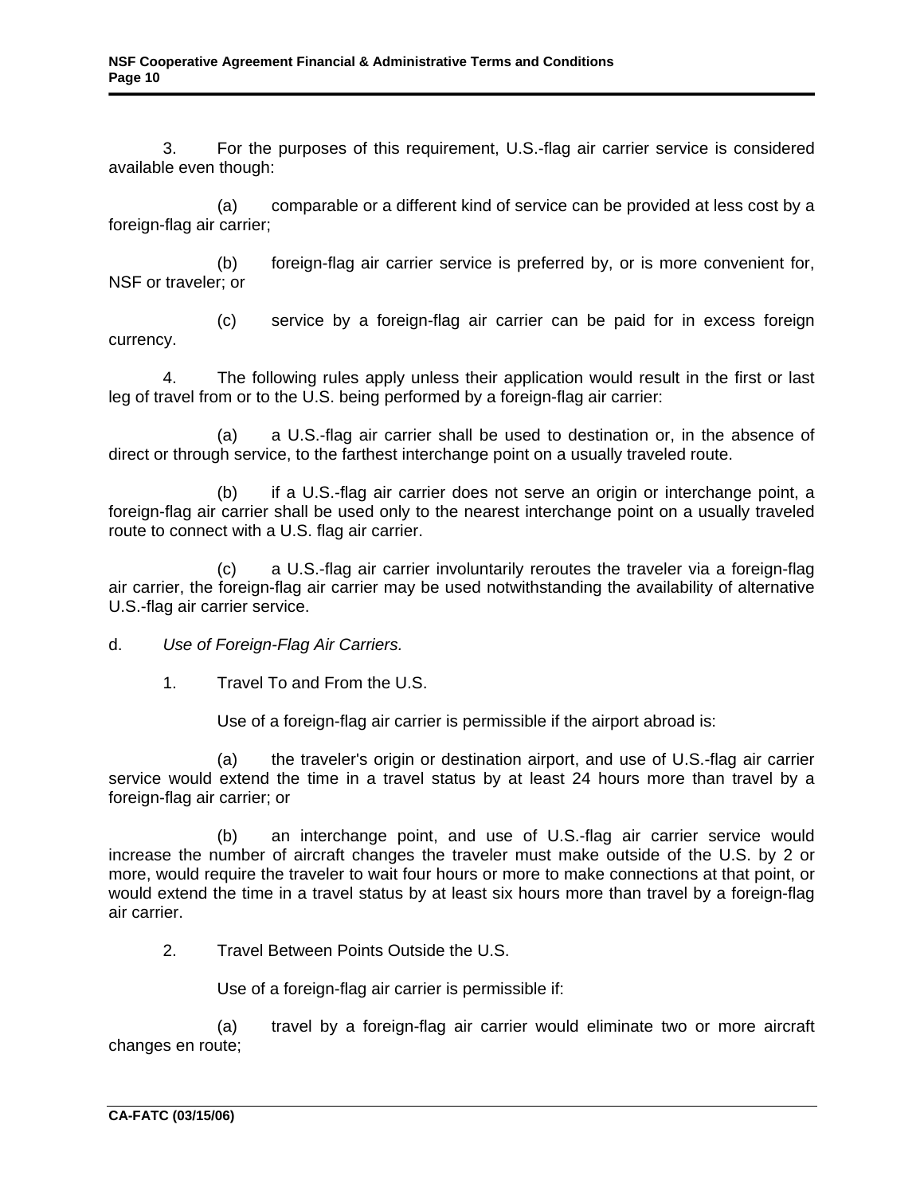3. For the purposes of this requirement, U.S.-flag air carrier service is considered available even though:

(a) comparable or a different kind of service can be provided at less cost by a foreign-flag air carrier;

(b) foreign-flag air carrier service is preferred by, or is more convenient for, NSF or traveler; or

(c) service by a foreign-flag air carrier can be paid for in excess foreign currency.

4. The following rules apply unless their application would result in the first or last leg of travel from or to the U.S. being performed by a foreign-flag air carrier:

(a) a U.S.-flag air carrier shall be used to destination or, in the absence of direct or through service, to the farthest interchange point on a usually traveled route.

(b) if a U.S.-flag air carrier does not serve an origin or interchange point, a foreign-flag air carrier shall be used only to the nearest interchange point on a usually traveled route to connect with a U.S. flag air carrier.

(c) a U.S.-flag air carrier involuntarily reroutes the traveler via a foreign-flag air carrier, the foreign-flag air carrier may be used notwithstanding the availability of alternative U.S.-flag air carrier service.

d. *Use of Foreign-Flag Air Carriers.*

1. Travel To and From the U.S.

Use of a foreign-flag air carrier is permissible if the airport abroad is:

(a) the traveler's origin or destination airport, and use of U.S.-flag air carrier service would extend the time in a travel status by at least 24 hours more than travel by a foreign-flag air carrier; or

(b) an interchange point, and use of U.S.-flag air carrier service would increase the number of aircraft changes the traveler must make outside of the U.S. by 2 or more, would require the traveler to wait four hours or more to make connections at that point, or would extend the time in a travel status by at least six hours more than travel by a foreign-flag air carrier.

2. Travel Between Points Outside the U.S.

Use of a foreign-flag air carrier is permissible if:

(a) travel by a foreign-flag air carrier would eliminate two or more aircraft changes en route;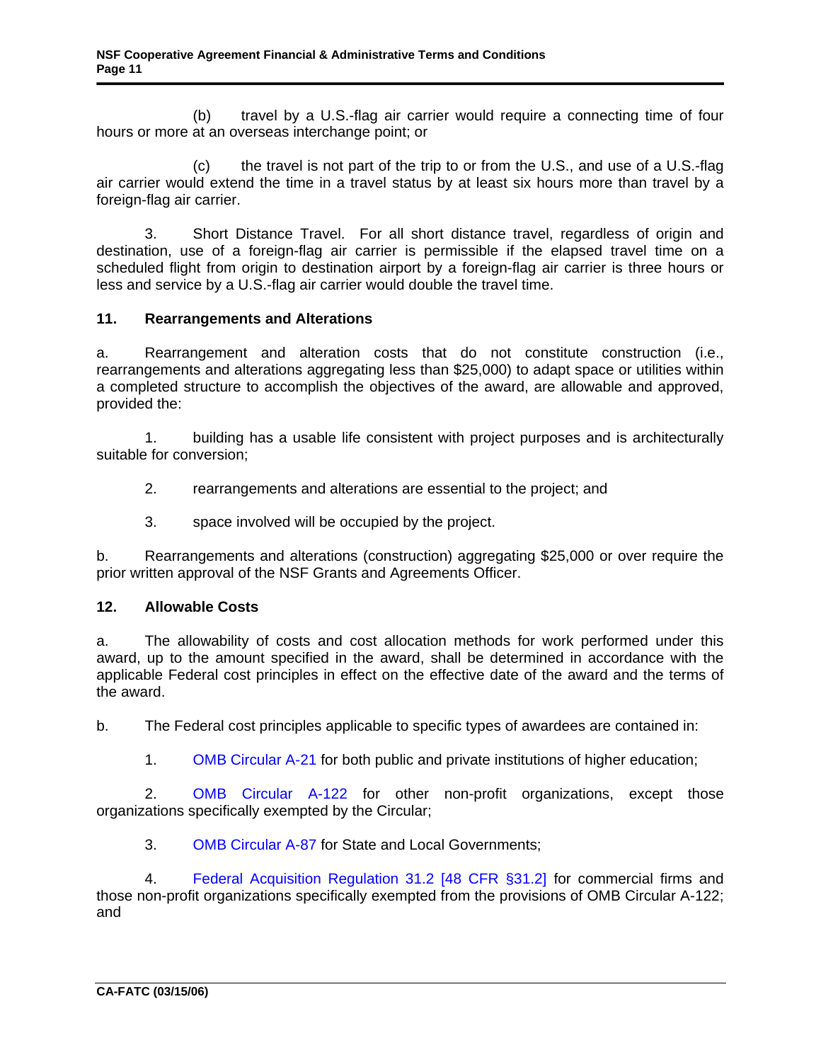(b) travel by a U.S.-flag air carrier would require a connecting time of four hours or more at an overseas interchange point; or

(c) the travel is not part of the trip to or from the U.S., and use of a U.S.-flag air carrier would extend the time in a travel status by at least six hours more than travel by a foreign-flag air carrier.

3. Short Distance Travel. For all short distance travel, regardless of origin and destination, use of a foreign-flag air carrier is permissible if the elapsed travel time on a scheduled flight from origin to destination airport by a foreign-flag air carrier is three hours or less and service by a U.S.-flag air carrier would double the travel time.

**11. Rearrangements and Alterations**

a. Rearrangement and alteration costs that do not constitute construction (i.e., rearrangements and alterations aggregating less than $25,000) to adapt space or utilities within a completed structure to accomplish the objectives of the award, are allowable and approved, provided the:

1. building has a usable life consistent with project purposes and is architecturally suitable for conversion;

2. rearrangements and alterations are essential to the project; and

3. space involved will be occupied by the project.

b. Rearrangements and alterations (construction) aggregating $25,000 or over require the prior written approval of the NSF Grants and Agreements Officer.

**12. Allowable Costs**

a. The allowability of costs and cost allocation methods for work performed under this award, up to the amount specified in the award, shall be determined in accordance with the applicable Federal cost principles in effect on the effective date of the award and the terms of the award.

b. The Federal cost principles applicable to specific types of awardees are contained in:

1. OMB Circular A-21 for both public and private institutions of higher education;

2. OMB Circular A-122 for other non-profit organizations, except those organizations specifically exempted by the Circular;

3. OMB Circular A-87 for State and Local Governments;

4. Federal Acquisition Regulation 31.2 [48 CFR §31.2] for commercial firms and those non-profit organizations specifically exempted from the provisions of OMB Circular A-122; and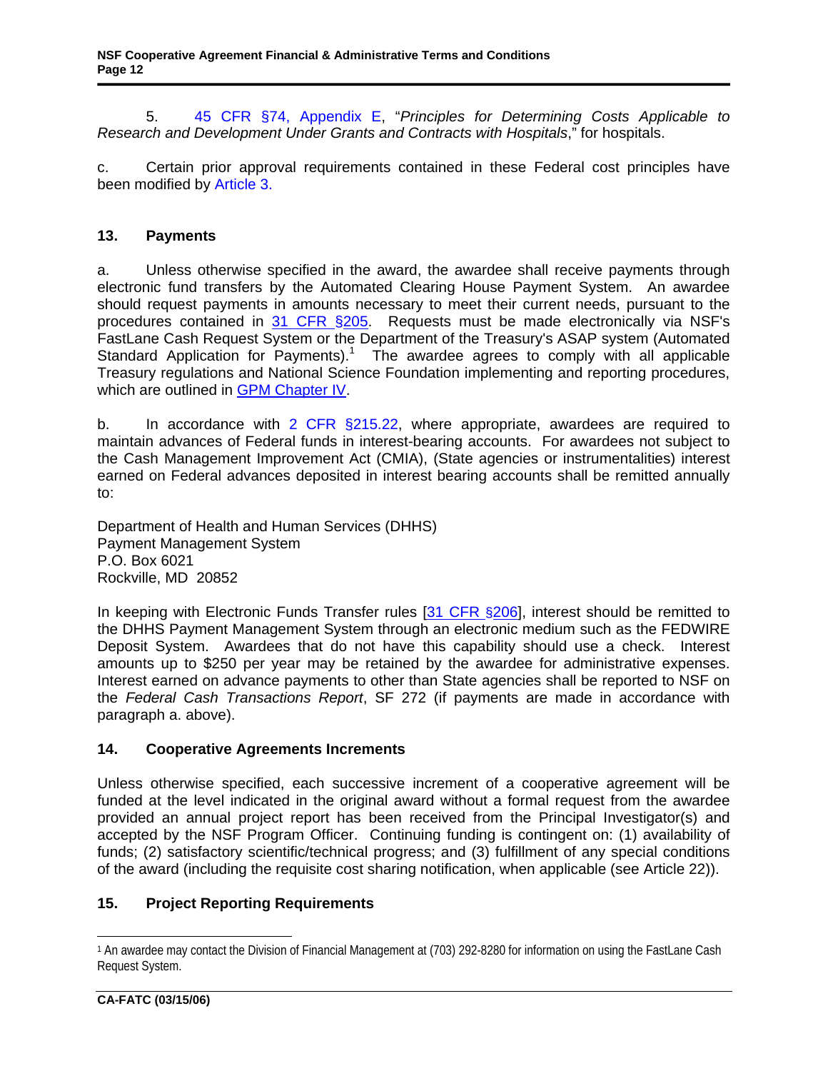5. 45 CFR §74, Appendix E, "*Principles for Determining Costs Applicable to Research and Development Under Grants and Contracts with Hospitals*," for hospitals.

c. Certain prior approval requirements contained in these Federal cost principles have been modified by Article 3.

## 13. Payments

a. Unless otherwise specified in the award, the awardee shall receive payments through electronic fund transfers by the Automated Clearing House Payment System. An awardee should request payments in amounts necessary to meet their current needs, pursuant to the procedures contained in 31 CFR §205. Requests must be made electronically via NSF's FastLane Cash Request System or the Department of the Treasury's ASAP system (Automated Standard Application for Payments).[1] The awardee agrees to comply with all applicable Treasury regulations and National Science Foundation implementing and reporting procedures, which are outlined in GPM Chapter IV.

b. In accordance with 2 CFR §215.22, where appropriate, awardees are required to maintain advances of Federal funds in interest-bearing accounts. For awardees not subject to the Cash Management Improvement Act (CMIA), (State agencies or instrumentalities) interest earned on Federal advances deposited in interest bearing accounts shall be remitted annually to:

Department of Health and Human Services (DHHS)
Payment Management System
P.O. Box 6021
Rockville, MD 20852

In keeping with Electronic Funds Transfer rules [31 CFR §206], interest should be remitted to the DHHS Payment Management System through an electronic medium such as the FEDWIRE Deposit System. Awardees that do not have this capability should use a check. Interest amounts up to $250 per year may be retained by the awardee for administrative expenses. Interest earned on advance payments to other than State agencies shall be reported to NSF on the *Federal Cash Transactions Report*, SF 272 (if payments are made in accordance with paragraph a. above).

## 14. Cooperative Agreements Increments

Unless otherwise specified, each successive increment of a cooperative agreement will be funded at the level indicated in the original award without a formal request from the awardee provided an annual project report has been received from the Principal Investigator(s) and accepted by the NSF Program Officer. Continuing funding is contingent on: (1) availability of funds; (2) satisfactory scientific/technical progress; and (3) fulfillment of any special conditions of the award (including the requisite cost sharing notification, when applicable (see Article 22)).

## 15. Project Reporting Requirements

[1] An awardee may contact the Division of Financial Management at (703) 292-8280 for information on using the FastLane Cash Request System.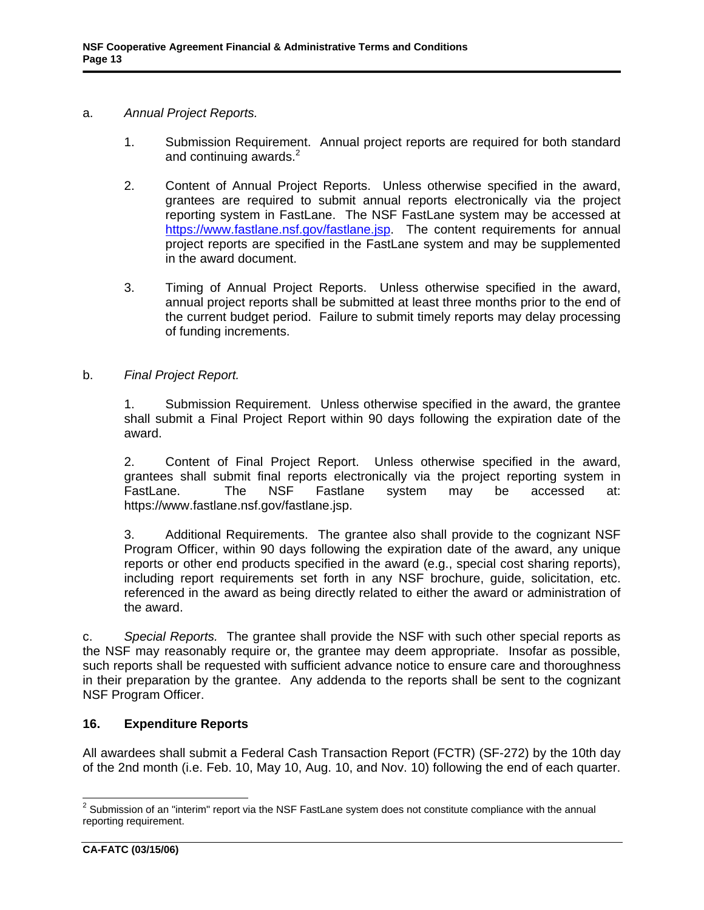a. *Annual Project Reports.*

1. Submission Requirement. Annual project reports are required for both standard and continuing awards.[2]

2. Content of Annual Project Reports. Unless otherwise specified in the award, grantees are required to submit annual reports electronically via the project reporting system in FastLane. The NSF FastLane system may be accessed at https://www.fastlane.nsf.gov/fastlane.jsp. The content requirements for annual project reports are specified in the FastLane system and may be supplemented in the award document.

3. Timing of Annual Project Reports. Unless otherwise specified in the award, annual project reports shall be submitted at least three months prior to the end of the current budget period. Failure to submit timely reports may delay processing of funding increments.

b. *Final Project Report.*

1. Submission Requirement. Unless otherwise specified in the award, the grantee shall submit a Final Project Report within 90 days following the expiration date of the award.

2. Content of Final Project Report. Unless otherwise specified in the award, grantees shall submit final reports electronically via the project reporting system in FastLane. The NSF Fastlane system may be accessed at: https://www.fastlane.nsf.gov/fastlane.jsp.

3. Additional Requirements. The grantee also shall provide to the cognizant NSF Program Officer, within 90 days following the expiration date of the award, any unique reports or other end products specified in the award (e.g., special cost sharing reports), including report requirements set forth in any NSF brochure, guide, solicitation, etc. referenced in the award as being directly related to either the award or administration of the award.

c. *Special Reports.* The grantee shall provide the NSF with such other special reports as the NSF may reasonably require or, the grantee may deem appropriate. Insofar as possible, such reports shall be requested with sufficient advance notice to ensure care and thoroughness in their preparation by the grantee. Any addenda to the reports shall be sent to the cognizant NSF Program Officer.

## 16. Expenditure Reports

All awardees shall submit a Federal Cash Transaction Report (FCTR) (SF-272) by the 10th day of the 2nd month (i.e. Feb. 10, May 10, Aug. 10, and Nov. 10) following the end of each quarter.

---

[2] Submission of an "interim" report via the NSF FastLane system does not constitute compliance with the annual reporting requirement.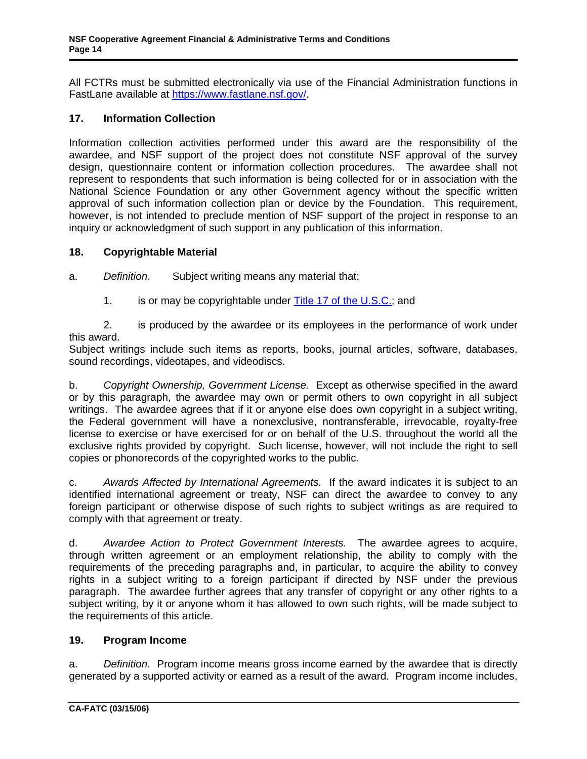All FCTRs must be submitted electronically via use of the Financial Administration functions in FastLane available at [https://www.fastlane.nsf.gov/](https://www.fastlane.nsf.gov/).

### 17. Information Collection

Information collection activities performed under this award are the responsibility of the awardee, and NSF support of the project does not constitute NSF approval of the survey design, questionnaire content or information collection procedures. The awardee shall not represent to respondents that such information is being collected for or in association with the National Science Foundation or any other Government agency without the specific written approval of such information collection plan or device by the Foundation. This requirement, however, is not intended to preclude mention of NSF support of the project in response to an inquiry or acknowledgment of such support in any publication of this information.

### 18. Copyrightable Material

a. *Definition*. Subject writing means any material that:

1. is or may be copyrightable under [Title 17 of the U.S.C.](); and

2. is produced by the awardee or its employees in the performance of work under this award.

Subject writings include such items as reports, books, journal articles, software, databases, sound recordings, videotapes, and videodiscs.

b. *Copyright Ownership, Government License.* Except as otherwise specified in the award or by this paragraph, the awardee may own or permit others to own copyright in all subject writings. The awardee agrees that if it or anyone else does own copyright in a subject writing, the Federal government will have a nonexclusive, nontransferable, irrevocable, royalty-free license to exercise or have exercised for or on behalf of the U.S. throughout the world all the exclusive rights provided by copyright. Such license, however, will not include the right to sell copies or phonorecords of the copyrighted works to the public.

c. *Awards Affected by International Agreements.* If the award indicates it is subject to an identified international agreement or treaty, NSF can direct the awardee to convey to any foreign participant or otherwise dispose of such rights to subject writings as are required to comply with that agreement or treaty.

d. *Awardee Action to Protect Government Interests.* The awardee agrees to acquire, through written agreement or an employment relationship, the ability to comply with the requirements of the preceding paragraphs and, in particular, to acquire the ability to convey rights in a subject writing to a foreign participant if directed by NSF under the previous paragraph. The awardee further agrees that any transfer of copyright or any other rights to a subject writing, by it or anyone whom it has allowed to own such rights, will be made subject to the requirements of this article.

### 19. Program Income

a. *Definition.* Program income means gross income earned by the awardee that is directly generated by a supported activity or earned as a result of the award. Program income includes,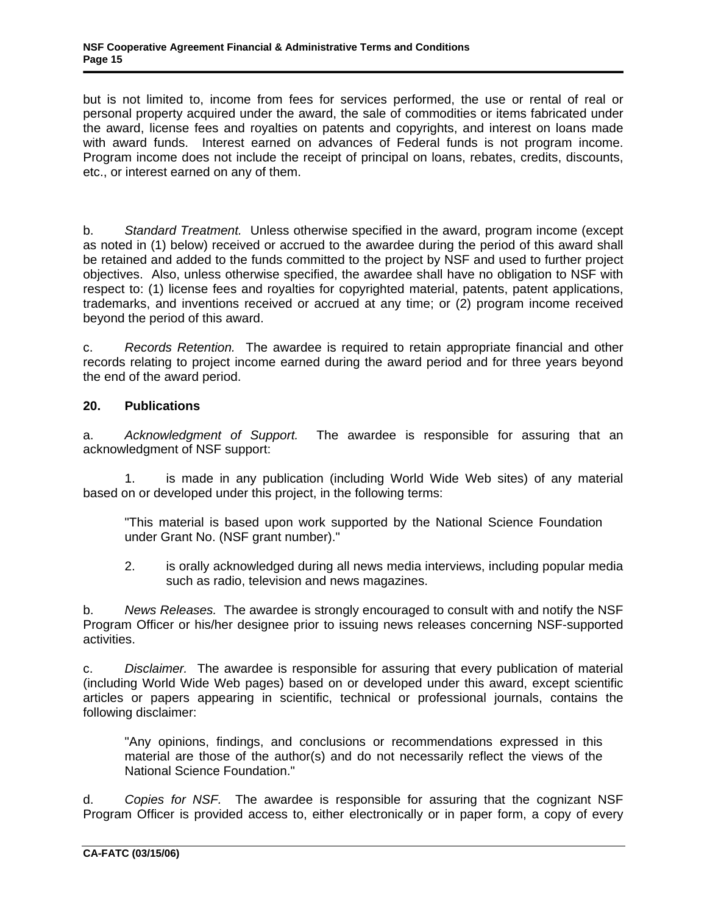but is not limited to, income from fees for services performed, the use or rental of real or personal property acquired under the award, the sale of commodities or items fabricated under the award, license fees and royalties on patents and copyrights, and interest on loans made with award funds. Interest earned on advances of Federal funds is not program income. Program income does not include the receipt of principal on loans, rebates, credits, discounts, etc., or interest earned on any of them.

b. *Standard Treatment.* Unless otherwise specified in the award, program income (except as noted in (1) below) received or accrued to the awardee during the period of this award shall be retained and added to the funds committed to the project by NSF and used to further project objectives. Also, unless otherwise specified, the awardee shall have no obligation to NSF with respect to: (1) license fees and royalties for copyrighted material, patents, patent applications, trademarks, and inventions received or accrued at any time; or (2) program income received beyond the period of this award.

c. *Records Retention.* The awardee is required to retain appropriate financial and other records relating to project income earned during the award period and for three years beyond the end of the award period.

**20. Publications**

a. *Acknowledgment of Support.* The awardee is responsible for assuring that an acknowledgment of NSF support:

1. is made in any publication (including World Wide Web sites) of any material based on or developed under this project, in the following terms:

> "This material is based upon work supported by the National Science Foundation under Grant No. (NSF grant number)."

2. is orally acknowledged during all news media interviews, including popular media such as radio, television and news magazines.

b. *News Releases.* The awardee is strongly encouraged to consult with and notify the NSF Program Officer or his/her designee prior to issuing news releases concerning NSF-supported activities.

c. *Disclaimer.* The awardee is responsible for assuring that every publication of material (including World Wide Web pages) based on or developed under this award, except scientific articles or papers appearing in scientific, technical or professional journals, contains the following disclaimer:

> "Any opinions, findings, and conclusions or recommendations expressed in this material are those of the author(s) and do not necessarily reflect the views of the National Science Foundation."

d. *Copies for NSF.* The awardee is responsible for assuring that the cognizant NSF Program Officer is provided access to, either electronically or in paper form, a copy of every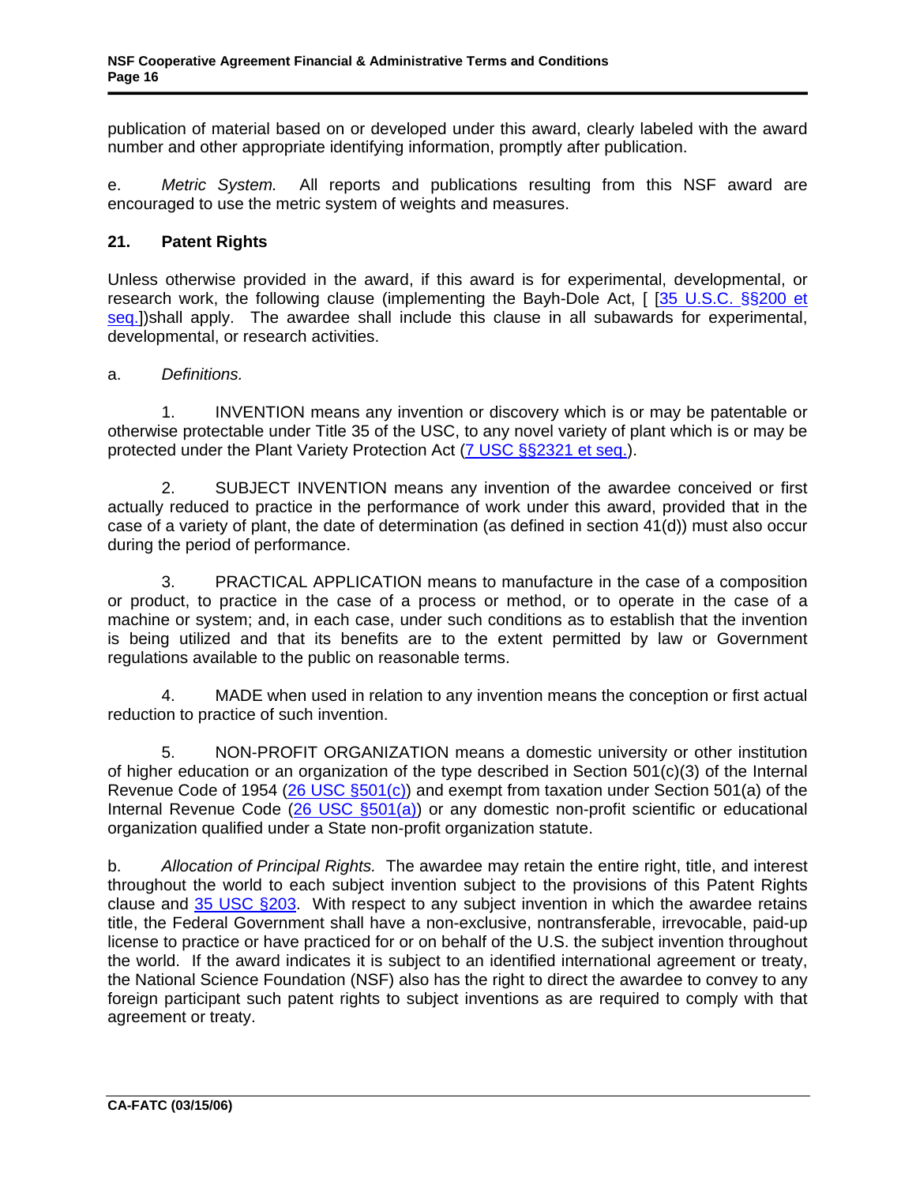publication of material based on or developed under this award, clearly labeled with the award number and other appropriate identifying information, promptly after publication.

e. *Metric System.* All reports and publications resulting from this NSF award are encouraged to use the metric system of weights and measures.

## 21. Patent Rights

Unless otherwise provided in the award, if this award is for experimental, developmental, or research work, the following clause (implementing the Bayh-Dole Act, [ [35 U.S.C. §§200 et seq.])shall apply. The awardee shall include this clause in all subawards for experimental, developmental, or research activities.

a. *Definitions.*

1. INVENTION means any invention or discovery which is or may be patentable or otherwise protectable under Title 35 of the USC, to any novel variety of plant which is or may be protected under the Plant Variety Protection Act (7 USC §§2321 et seq.).

2. SUBJECT INVENTION means any invention of the awardee conceived or first actually reduced to practice in the performance of work under this award, provided that in the case of a variety of plant, the date of determination (as defined in section 41(d)) must also occur during the period of performance.

3. PRACTICAL APPLICATION means to manufacture in the case of a composition or product, to practice in the case of a process or method, or to operate in the case of a machine or system; and, in each case, under such conditions as to establish that the invention is being utilized and that its benefits are to the extent permitted by law or Government regulations available to the public on reasonable terms.

4. MADE when used in relation to any invention means the conception or first actual reduction to practice of such invention.

5. NON-PROFIT ORGANIZATION means a domestic university or other institution of higher education or an organization of the type described in Section 501(c)(3) of the Internal Revenue Code of 1954 (26 USC §501(c)) and exempt from taxation under Section 501(a) of the Internal Revenue Code (26 USC §501(a)) or any domestic non-profit scientific or educational organization qualified under a State non-profit organization statute.

b. *Allocation of Principal Rights.* The awardee may retain the entire right, title, and interest throughout the world to each subject invention subject to the provisions of this Patent Rights clause and 35 USC §203. With respect to any subject invention in which the awardee retains title, the Federal Government shall have a non-exclusive, nontransferable, irrevocable, paid-up license to practice or have practiced for or on behalf of the U.S. the subject invention throughout the world. If the award indicates it is subject to an identified international agreement or treaty, the National Science Foundation (NSF) also has the right to direct the awardee to convey to any foreign participant such patent rights to subject inventions as are required to comply with that agreement or treaty.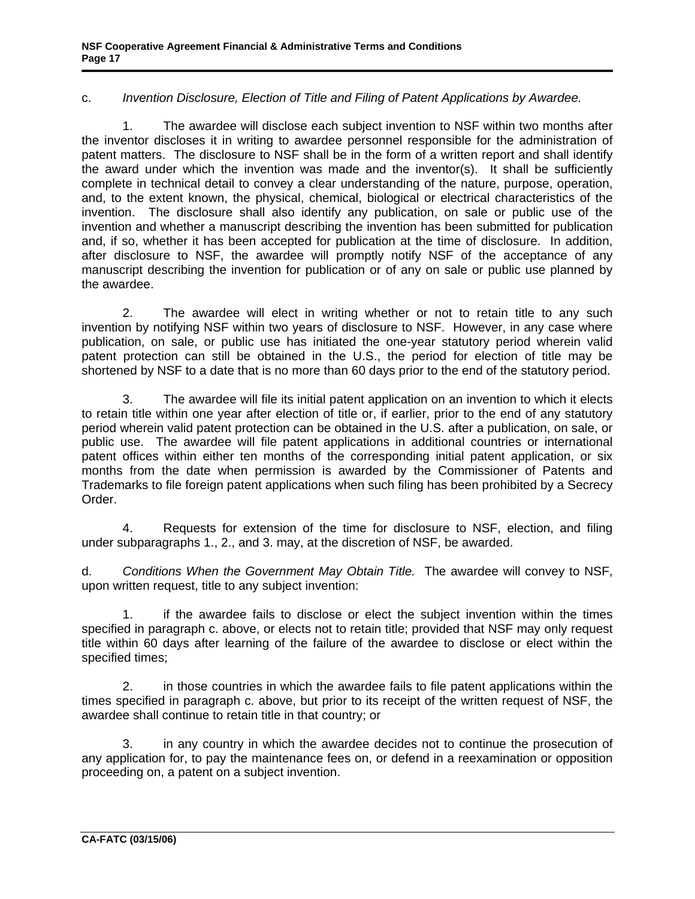c. *Invention Disclosure, Election of Title and Filing of Patent Applications by Awardee.*

1. The awardee will disclose each subject invention to NSF within two months after the inventor discloses it in writing to awardee personnel responsible for the administration of patent matters. The disclosure to NSF shall be in the form of a written report and shall identify the award under which the invention was made and the inventor(s). It shall be sufficiently complete in technical detail to convey a clear understanding of the nature, purpose, operation, and, to the extent known, the physical, chemical, biological or electrical characteristics of the invention. The disclosure shall also identify any publication, on sale or public use of the invention and whether a manuscript describing the invention has been submitted for publication and, if so, whether it has been accepted for publication at the time of disclosure. In addition, after disclosure to NSF, the awardee will promptly notify NSF of the acceptance of any manuscript describing the invention for publication or of any on sale or public use planned by the awardee.

2. The awardee will elect in writing whether or not to retain title to any such invention by notifying NSF within two years of disclosure to NSF. However, in any case where publication, on sale, or public use has initiated the one-year statutory period wherein valid patent protection can still be obtained in the U.S., the period for election of title may be shortened by NSF to a date that is no more than 60 days prior to the end of the statutory period.

3. The awardee will file its initial patent application on an invention to which it elects to retain title within one year after election of title or, if earlier, prior to the end of any statutory period wherein valid patent protection can be obtained in the U.S. after a publication, on sale, or public use. The awardee will file patent applications in additional countries or international patent offices within either ten months of the corresponding initial patent application, or six months from the date when permission is awarded by the Commissioner of Patents and Trademarks to file foreign patent applications when such filing has been prohibited by a Secrecy Order.

4. Requests for extension of the time for disclosure to NSF, election, and filing under subparagraphs 1., 2., and 3. may, at the discretion of NSF, be awarded.

d. *Conditions When the Government May Obtain Title.* The awardee will convey to NSF, upon written request, title to any subject invention:

1. if the awardee fails to disclose or elect the subject invention within the times specified in paragraph c. above, or elects not to retain title; provided that NSF may only request title within 60 days after learning of the failure of the awardee to disclose or elect within the specified times;

2. in those countries in which the awardee fails to file patent applications within the times specified in paragraph c. above, but prior to its receipt of the written request of NSF, the awardee shall continue to retain title in that country; or

3. in any country in which the awardee decides not to continue the prosecution of any application for, to pay the maintenance fees on, or defend in a reexamination or opposition proceeding on, a patent on a subject invention.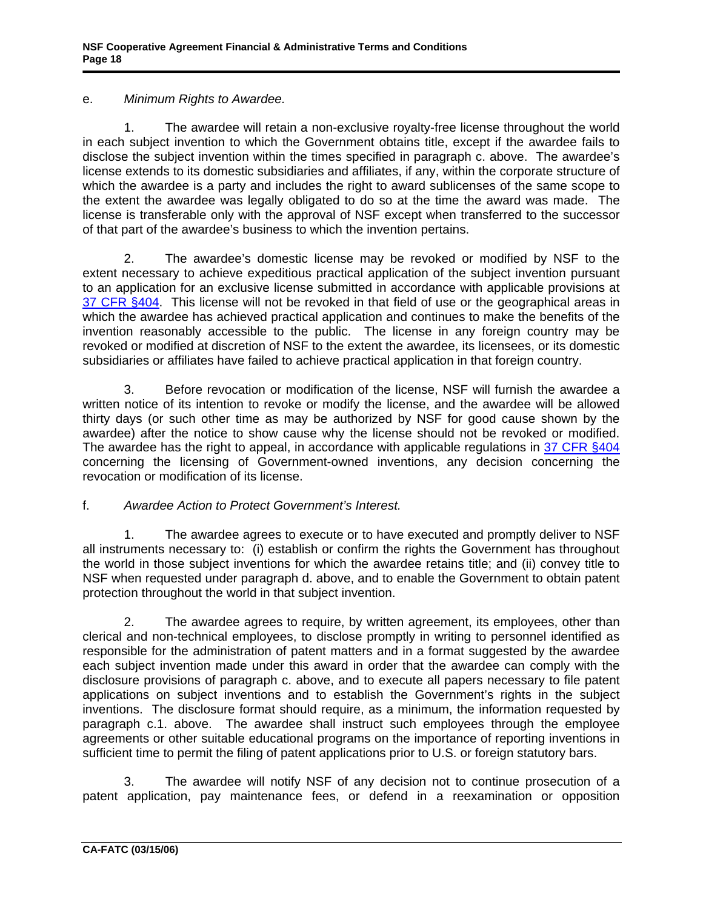e. *Minimum Rights to Awardee.*

1. The awardee will retain a non-exclusive royalty-free license throughout the world in each subject invention to which the Government obtains title, except if the awardee fails to disclose the subject invention within the times specified in paragraph c. above. The awardee's license extends to its domestic subsidiaries and affiliates, if any, within the corporate structure of which the awardee is a party and includes the right to award sublicenses of the same scope to the extent the awardee was legally obligated to do so at the time the award was made. The license is transferable only with the approval of NSF except when transferred to the successor of that part of the awardee's business to which the invention pertains.

2. The awardee's domestic license may be revoked or modified by NSF to the extent necessary to achieve expeditious practical application of the subject invention pursuant to an application for an exclusive license submitted in accordance with applicable provisions at 37 CFR §404. This license will not be revoked in that field of use or the geographical areas in which the awardee has achieved practical application and continues to make the benefits of the invention reasonably accessible to the public. The license in any foreign country may be revoked or modified at discretion of NSF to the extent the awardee, its licensees, or its domestic subsidiaries or affiliates have failed to achieve practical application in that foreign country.

3. Before revocation or modification of the license, NSF will furnish the awardee a written notice of its intention to revoke or modify the license, and the awardee will be allowed thirty days (or such other time as may be authorized by NSF for good cause shown by the awardee) after the notice to show cause why the license should not be revoked or modified. The awardee has the right to appeal, in accordance with applicable regulations in 37 CFR §404 concerning the licensing of Government-owned inventions, any decision concerning the revocation or modification of its license.

f. *Awardee Action to Protect Government's Interest.*

1. The awardee agrees to execute or to have executed and promptly deliver to NSF all instruments necessary to: (i) establish or confirm the rights the Government has throughout the world in those subject inventions for which the awardee retains title; and (ii) convey title to NSF when requested under paragraph d. above, and to enable the Government to obtain patent protection throughout the world in that subject invention.

2. The awardee agrees to require, by written agreement, its employees, other than clerical and non-technical employees, to disclose promptly in writing to personnel identified as responsible for the administration of patent matters and in a format suggested by the awardee each subject invention made under this award in order that the awardee can comply with the disclosure provisions of paragraph c. above, and to execute all papers necessary to file patent applications on subject inventions and to establish the Government's rights in the subject inventions. The disclosure format should require, as a minimum, the information requested by paragraph c.1. above. The awardee shall instruct such employees through the employee agreements or other suitable educational programs on the importance of reporting inventions in sufficient time to permit the filing of patent applications prior to U.S. or foreign statutory bars.

3. The awardee will notify NSF of any decision not to continue prosecution of a patent application, pay maintenance fees, or defend in a reexamination or opposition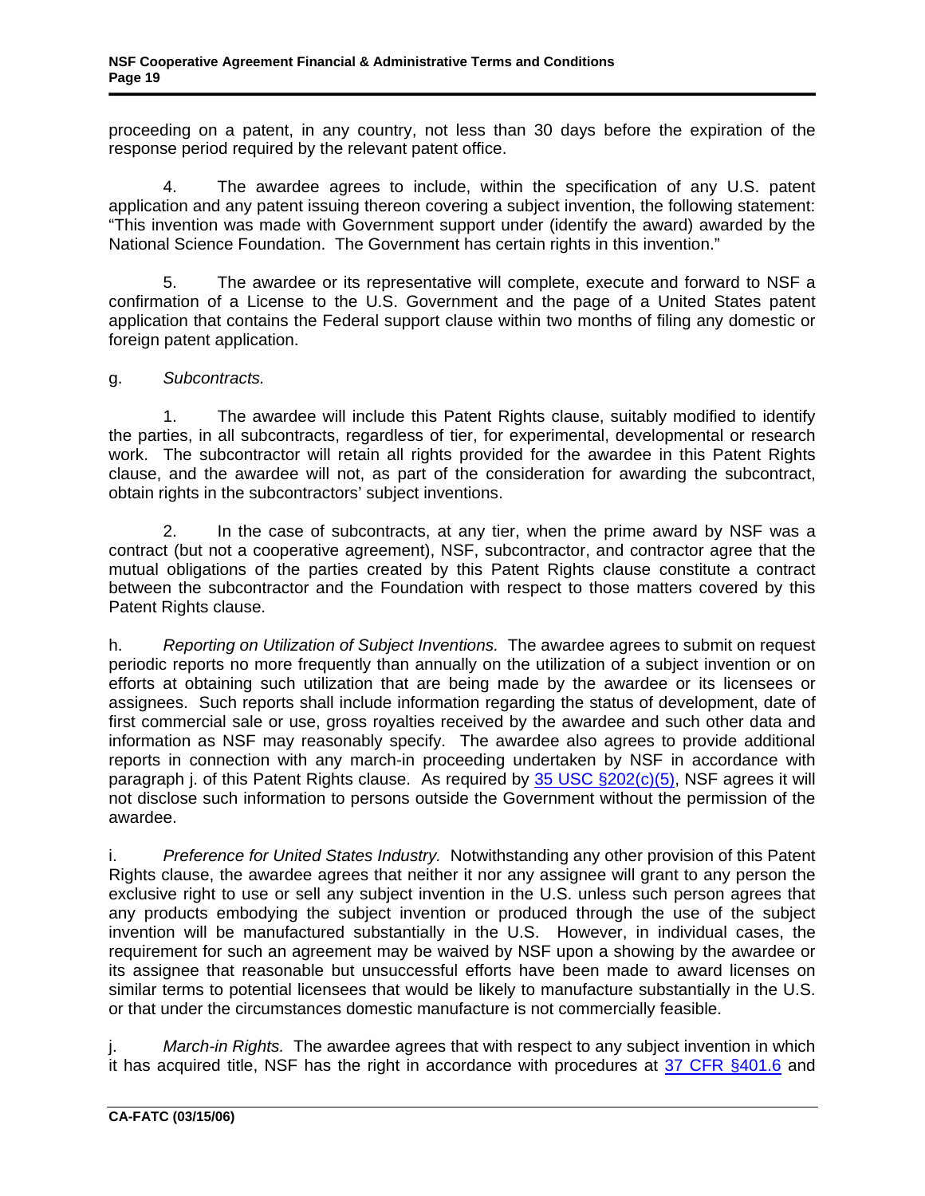proceeding on a patent, in any country, not less than 30 days before the expiration of the response period required by the relevant patent office.

4. The awardee agrees to include, within the specification of any U.S. patent application and any patent issuing thereon covering a subject invention, the following statement: "This invention was made with Government support under (identify the award) awarded by the National Science Foundation. The Government has certain rights in this invention."

5. The awardee or its representative will complete, execute and forward to NSF a confirmation of a License to the U.S. Government and the page of a United States patent application that contains the Federal support clause within two months of filing any domestic or foreign patent application.

g. *Subcontracts.*

1. The awardee will include this Patent Rights clause, suitably modified to identify the parties, in all subcontracts, regardless of tier, for experimental, developmental or research work. The subcontractor will retain all rights provided for the awardee in this Patent Rights clause, and the awardee will not, as part of the consideration for awarding the subcontract, obtain rights in the subcontractors' subject inventions.

2. In the case of subcontracts, at any tier, when the prime award by NSF was a contract (but not a cooperative agreement), NSF, subcontractor, and contractor agree that the mutual obligations of the parties created by this Patent Rights clause constitute a contract between the subcontractor and the Foundation with respect to those matters covered by this Patent Rights clause.

h. *Reporting on Utilization of Subject Inventions.* The awardee agrees to submit on request periodic reports no more frequently than annually on the utilization of a subject invention or on efforts at obtaining such utilization that are being made by the awardee or its licensees or assignees. Such reports shall include information regarding the status of development, date of first commercial sale or use, gross royalties received by the awardee and such other data and information as NSF may reasonably specify. The awardee also agrees to provide additional reports in connection with any march-in proceeding undertaken by NSF in accordance with paragraph j. of this Patent Rights clause. As required by 35 USC §202(c)(5), NSF agrees it will not disclose such information to persons outside the Government without the permission of the awardee.

i. *Preference for United States Industry.* Notwithstanding any other provision of this Patent Rights clause, the awardee agrees that neither it nor any assignee will grant to any person the exclusive right to use or sell any subject invention in the U.S. unless such person agrees that any products embodying the subject invention or produced through the use of the subject invention will be manufactured substantially in the U.S. However, in individual cases, the requirement for such an agreement may be waived by NSF upon a showing by the awardee or its assignee that reasonable but unsuccessful efforts have been made to award licenses on similar terms to potential licensees that would be likely to manufacture substantially in the U.S. or that under the circumstances domestic manufacture is not commercially feasible.

j. *March-in Rights.* The awardee agrees that with respect to any subject invention in which it has acquired title, NSF has the right in accordance with procedures at 37 CFR §401.6 and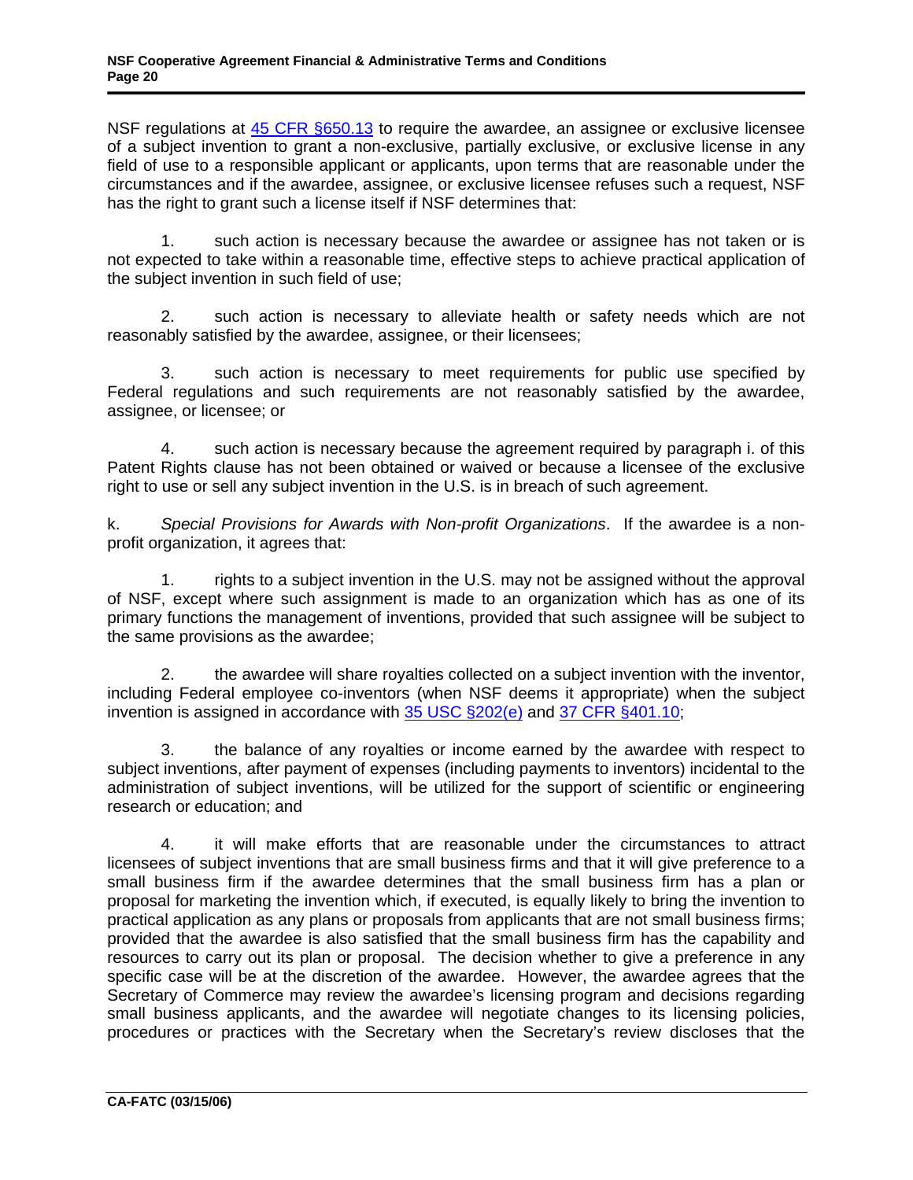NSF regulations at [45 CFR §650.13] to require the awardee, an assignee or exclusive licensee of a subject invention to grant a non-exclusive, partially exclusive, or exclusive license in any field of use to a responsible applicant or applicants, upon terms that are reasonable under the circumstances and if the awardee, assignee, or exclusive licensee refuses such a request, NSF has the right to grant such a license itself if NSF determines that:

1. such action is necessary because the awardee or assignee has not taken or is not expected to take within a reasonable time, effective steps to achieve practical application of the subject invention in such field of use;

2. such action is necessary to alleviate health or safety needs which are not reasonably satisfied by the awardee, assignee, or their licensees;

3. such action is necessary to meet requirements for public use specified by Federal regulations and such requirements are not reasonably satisfied by the awardee, assignee, or licensee; or

4. such action is necessary because the agreement required by paragraph i. of this Patent Rights clause has not been obtained or waived or because a licensee of the exclusive right to use or sell any subject invention in the U.S. is in breach of such agreement.

k. *Special Provisions for Awards with Non-profit Organizations*. If the awardee is a non-profit organization, it agrees that:

1. rights to a subject invention in the U.S. may not be assigned without the approval of NSF, except where such assignment is made to an organization which has as one of its primary functions the management of inventions, provided that such assignee will be subject to the same provisions as the awardee;

2. the awardee will share royalties collected on a subject invention with the inventor, including Federal employee co-inventors (when NSF deems it appropriate) when the subject invention is assigned in accordance with [35 USC §202(e)] and [37 CFR §401.10];

3. the balance of any royalties or income earned by the awardee with respect to subject inventions, after payment of expenses (including payments to inventors) incidental to the administration of subject inventions, will be utilized for the support of scientific or engineering research or education; and

4. it will make efforts that are reasonable under the circumstances to attract licensees of subject inventions that are small business firms and that it will give preference to a small business firm if the awardee determines that the small business firm has a plan or proposal for marketing the invention which, if executed, is equally likely to bring the invention to practical application as any plans or proposals from applicants that are not small business firms; provided that the awardee is also satisfied that the small business firm has the capability and resources to carry out its plan or proposal. The decision whether to give a preference in any specific case will be at the discretion of the awardee. However, the awardee agrees that the Secretary of Commerce may review the awardee's licensing program and decisions regarding small business applicants, and the awardee will negotiate changes to its licensing policies, procedures or practices with the Secretary when the Secretary's review discloses that the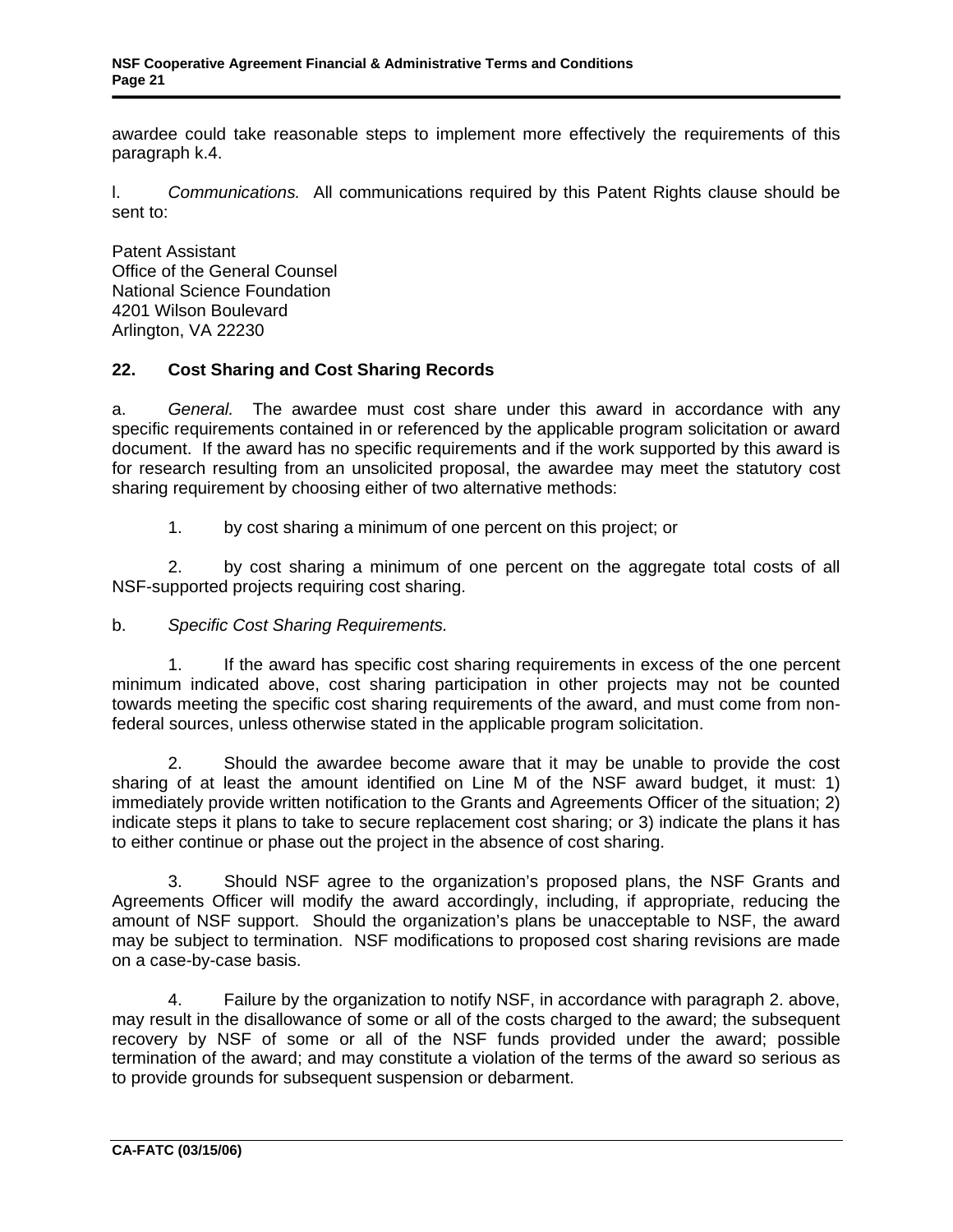awardee could take reasonable steps to implement more effectively the requirements of this paragraph k.4.

l. *Communications.* All communications required by this Patent Rights clause should be sent to:

Patent Assistant
Office of the General Counsel
National Science Foundation
4201 Wilson Boulevard
Arlington, VA 22230

## 22. Cost Sharing and Cost Sharing Records

a. *General.* The awardee must cost share under this award in accordance with any specific requirements contained in or referenced by the applicable program solicitation or award document. If the award has no specific requirements and if the work supported by this award is for research resulting from an unsolicited proposal, the awardee may meet the statutory cost sharing requirement by choosing either of two alternative methods:

1. by cost sharing a minimum of one percent on this project; or

2. by cost sharing a minimum of one percent on the aggregate total costs of all NSF-supported projects requiring cost sharing.

b. *Specific Cost Sharing Requirements.*

1. If the award has specific cost sharing requirements in excess of the one percent minimum indicated above, cost sharing participation in other projects may not be counted towards meeting the specific cost sharing requirements of the award, and must come from non-federal sources, unless otherwise stated in the applicable program solicitation.

2. Should the awardee become aware that it may be unable to provide the cost sharing of at least the amount identified on Line M of the NSF award budget, it must: 1) immediately provide written notification to the Grants and Agreements Officer of the situation; 2) indicate steps it plans to take to secure replacement cost sharing; or 3) indicate the plans it has to either continue or phase out the project in the absence of cost sharing.

3. Should NSF agree to the organization's proposed plans, the NSF Grants and Agreements Officer will modify the award accordingly, including, if appropriate, reducing the amount of NSF support. Should the organization's plans be unacceptable to NSF, the award may be subject to termination. NSF modifications to proposed cost sharing revisions are made on a case-by-case basis.

4. Failure by the organization to notify NSF, in accordance with paragraph 2. above, may result in the disallowance of some or all of the costs charged to the award; the subsequent recovery by NSF of some or all of the NSF funds provided under the award; possible termination of the award; and may constitute a violation of the terms of the award so serious as to provide grounds for subsequent suspension or debarment.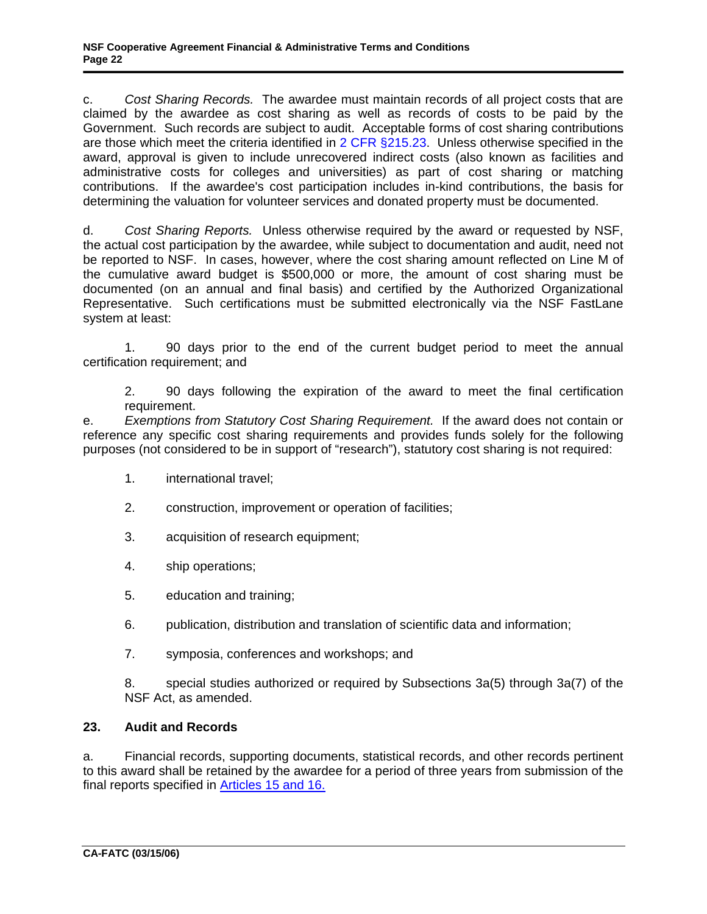c. *Cost Sharing Records.* The awardee must maintain records of all project costs that are claimed by the awardee as cost sharing as well as records of costs to be paid by the Government. Such records are subject to audit. Acceptable forms of cost sharing contributions are those which meet the criteria identified in 2 CFR §215.23. Unless otherwise specified in the award, approval is given to include unrecovered indirect costs (also known as facilities and administrative costs for colleges and universities) as part of cost sharing or matching contributions. If the awardee's cost participation includes in-kind contributions, the basis for determining the valuation for volunteer services and donated property must be documented.

d. *Cost Sharing Reports.* Unless otherwise required by the award or requested by NSF, the actual cost participation by the awardee, while subject to documentation and audit, need not be reported to NSF. In cases, however, where the cost sharing amount reflected on Line M of the cumulative award budget is $500,000 or more, the amount of cost sharing must be documented (on an annual and final basis) and certified by the Authorized Organizational Representative. Such certifications must be submitted electronically via the NSF FastLane system at least:

1. 90 days prior to the end of the current budget period to meet the annual certification requirement; and

2. 90 days following the expiration of the award to meet the final certification requirement.

e. *Exemptions from Statutory Cost Sharing Requirement.* If the award does not contain or reference any specific cost sharing requirements and provides funds solely for the following purposes (not considered to be in support of "research"), statutory cost sharing is not required:

1. international travel;
2. construction, improvement or operation of facilities;
3. acquisition of research equipment;
4. ship operations;
5. education and training;
6. publication, distribution and translation of scientific data and information;
7. symposia, conferences and workshops; and
8. special studies authorized or required by Subsections 3a(5) through 3a(7) of the NSF Act, as amended.

## 23. Audit and Records

a. Financial records, supporting documents, statistical records, and other records pertinent to this award shall be retained by the awardee for a period of three years from submission of the final reports specified in Articles 15 and 16.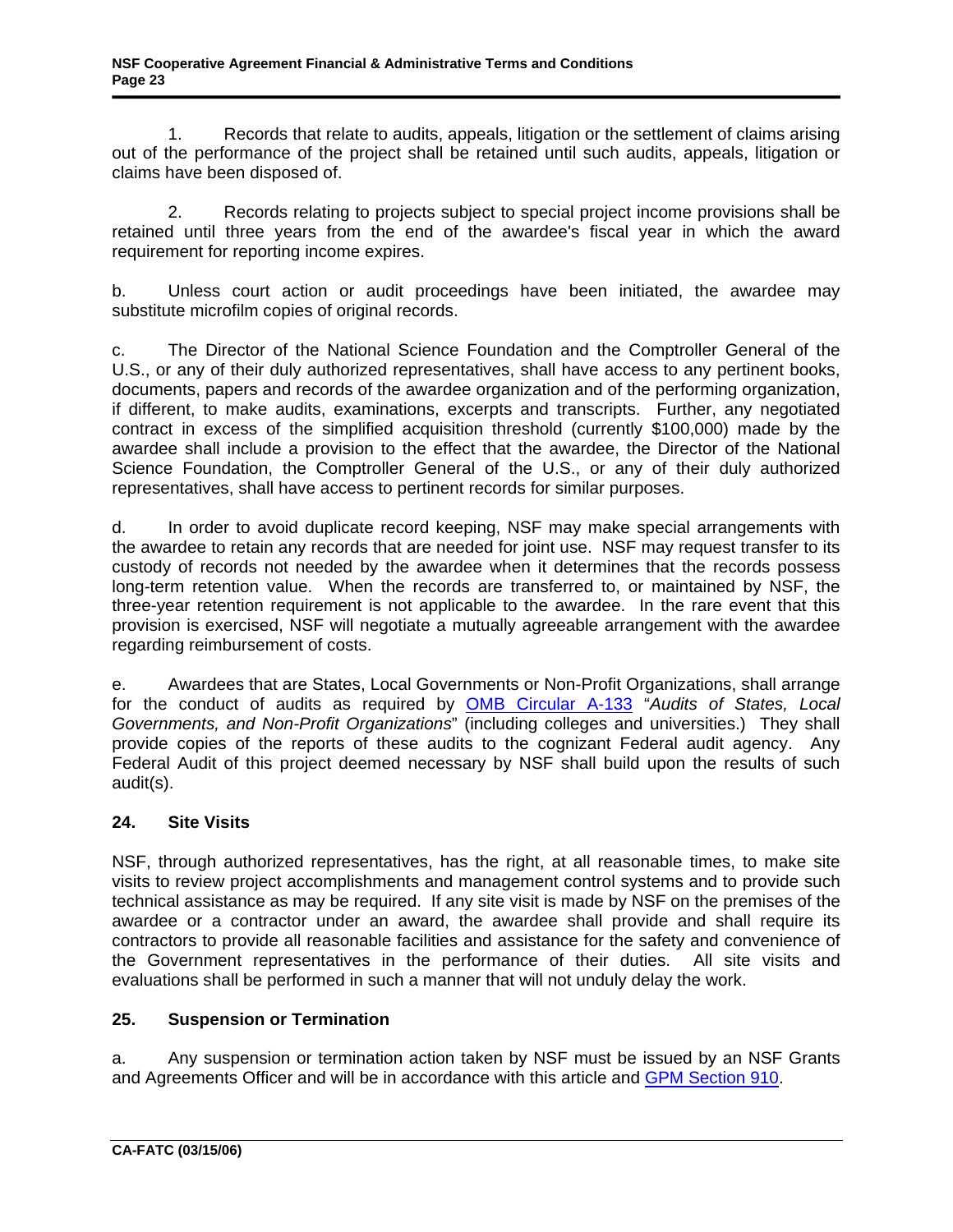1. Records that relate to audits, appeals, litigation or the settlement of claims arising out of the performance of the project shall be retained until such audits, appeals, litigation or claims have been disposed of.

2. Records relating to projects subject to special project income provisions shall be retained until three years from the end of the awardee's fiscal year in which the award requirement for reporting income expires.

b. Unless court action or audit proceedings have been initiated, the awardee may substitute microfilm copies of original records.

c. The Director of the National Science Foundation and the Comptroller General of the U.S., or any of their duly authorized representatives, shall have access to any pertinent books, documents, papers and records of the awardee organization and of the performing organization, if different, to make audits, examinations, excerpts and transcripts. Further, any negotiated contract in excess of the simplified acquisition threshold (currently $100,000) made by the awardee shall include a provision to the effect that the awardee, the Director of the National Science Foundation, the Comptroller General of the U.S., or any of their duly authorized representatives, shall have access to pertinent records for similar purposes.

d. In order to avoid duplicate record keeping, NSF may make special arrangements with the awardee to retain any records that are needed for joint use. NSF may request transfer to its custody of records not needed by the awardee when it determines that the records possess long-term retention value. When the records are transferred to, or maintained by NSF, the three-year retention requirement is not applicable to the awardee. In the rare event that this provision is exercised, NSF will negotiate a mutually agreeable arrangement with the awardee regarding reimbursement of costs.

e. Awardees that are States, Local Governments or Non-Profit Organizations, shall arrange for the conduct of audits as required by OMB Circular A-133 "*Audits of States, Local Governments, and Non-Profit Organizations*" (including colleges and universities.) They shall provide copies of the reports of these audits to the cognizant Federal audit agency. Any Federal Audit of this project deemed necessary by NSF shall build upon the results of such audit(s).

## 24. Site Visits

NSF, through authorized representatives, has the right, at all reasonable times, to make site visits to review project accomplishments and management control systems and to provide such technical assistance as may be required. If any site visit is made by NSF on the premises of the awardee or a contractor under an award, the awardee shall provide and shall require its contractors to provide all reasonable facilities and assistance for the safety and convenience of the Government representatives in the performance of their duties. All site visits and evaluations shall be performed in such a manner that will not unduly delay the work.

## 25. Suspension or Termination

a. Any suspension or termination action taken by NSF must be issued by an NSF Grants and Agreements Officer and will be in accordance with this article and GPM Section 910.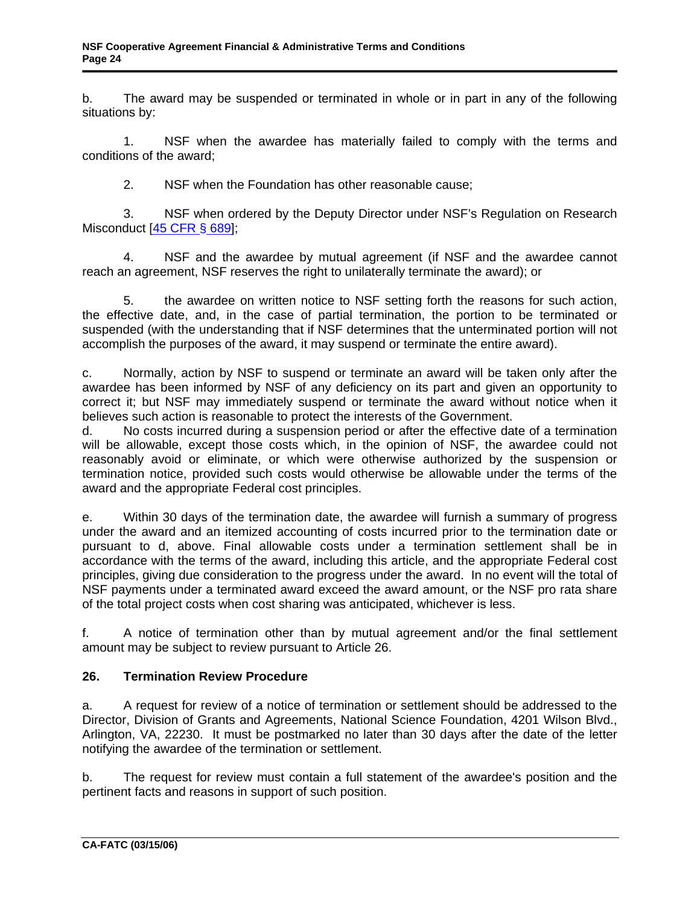b. The award may be suspended or terminated in whole or in part in any of the following situations by:

1. NSF when the awardee has materially failed to comply with the terms and conditions of the award;

2. NSF when the Foundation has other reasonable cause;

3. NSF when ordered by the Deputy Director under NSF's Regulation on Research Misconduct [45 CFR § 689];

4. NSF and the awardee by mutual agreement (if NSF and the awardee cannot reach an agreement, NSF reserves the right to unilaterally terminate the award); or

5. the awardee on written notice to NSF setting forth the reasons for such action, the effective date, and, in the case of partial termination, the portion to be terminated or suspended (with the understanding that if NSF determines that the unterminated portion will not accomplish the purposes of the award, it may suspend or terminate the entire award).

c. Normally, action by NSF to suspend or terminate an award will be taken only after the awardee has been informed by NSF of any deficiency on its part and given an opportunity to correct it; but NSF may immediately suspend or terminate the award without notice when it believes such action is reasonable to protect the interests of the Government.

d. No costs incurred during a suspension period or after the effective date of a termination will be allowable, except those costs which, in the opinion of NSF, the awardee could not reasonably avoid or eliminate, or which were otherwise authorized by the suspension or termination notice, provided such costs would otherwise be allowable under the terms of the award and the appropriate Federal cost principles.

e. Within 30 days of the termination date, the awardee will furnish a summary of progress under the award and an itemized accounting of costs incurred prior to the termination date or pursuant to d, above. Final allowable costs under a termination settlement shall be in accordance with the terms of the award, including this article, and the appropriate Federal cost principles, giving due consideration to the progress under the award. In no event will the total of NSF payments under a terminated award exceed the award amount, or the NSF pro rata share of the total project costs when cost sharing was anticipated, whichever is less.

f. A notice of termination other than by mutual agreement and/or the final settlement amount may be subject to review pursuant to Article 26.

## 26. Termination Review Procedure

a. A request for review of a notice of termination or settlement should be addressed to the Director, Division of Grants and Agreements, National Science Foundation, 4201 Wilson Blvd., Arlington, VA, 22230. It must be postmarked no later than 30 days after the date of the letter notifying the awardee of the termination or settlement.

b. The request for review must contain a full statement of the awardee's position and the pertinent facts and reasons in support of such position.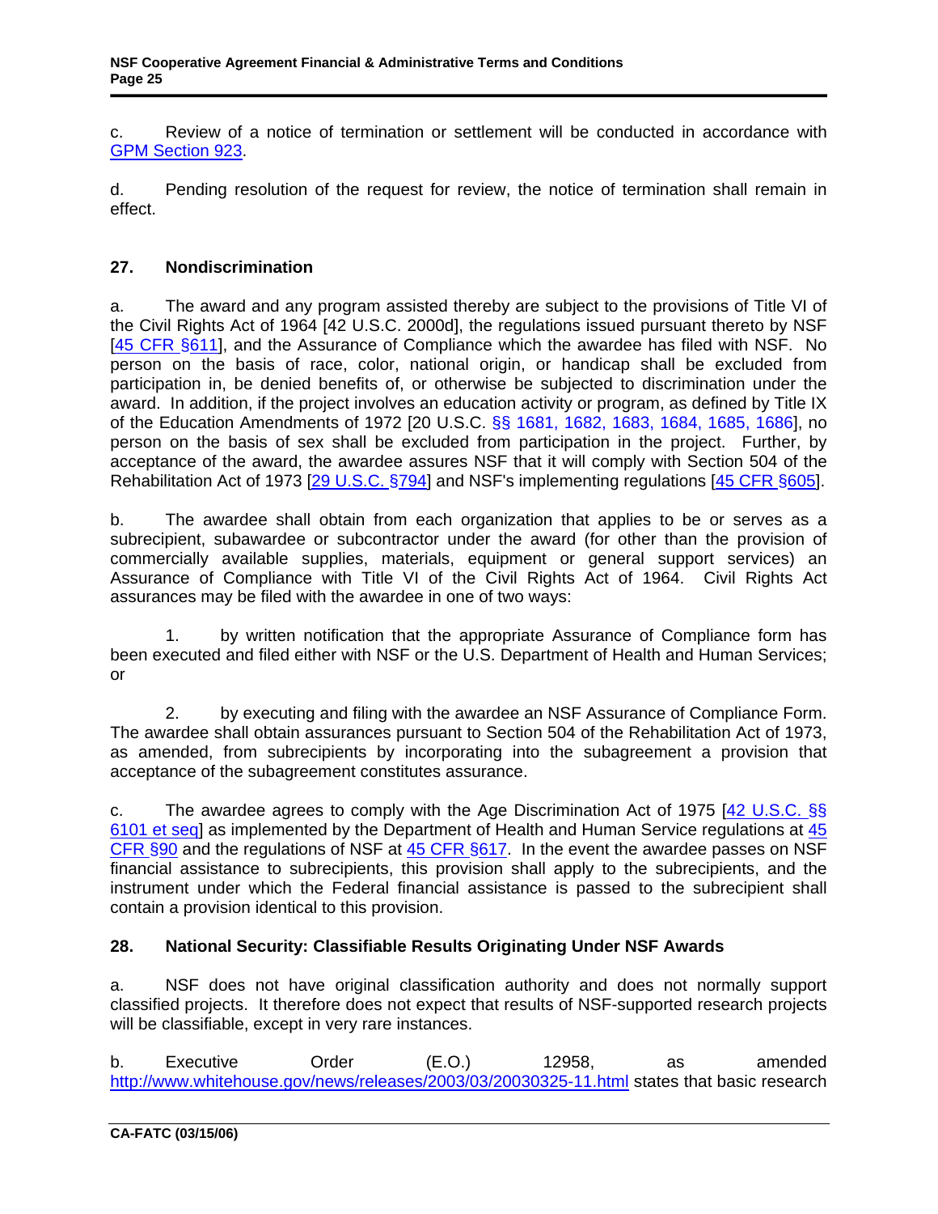c. Review of a notice of termination or settlement will be conducted in accordance with GPM Section 923.

d. Pending resolution of the request for review, the notice of termination shall remain in effect.

## 27. Nondiscrimination

a. The award and any program assisted thereby are subject to the provisions of Title VI of the Civil Rights Act of 1964 [42 U.S.C. 2000d], the regulations issued pursuant thereto by NSF [45 CFR §611], and the Assurance of Compliance which the awardee has filed with NSF. No person on the basis of race, color, national origin, or handicap shall be excluded from participation in, be denied benefits of, or otherwise be subjected to discrimination under the award. In addition, if the project involves an education activity or program, as defined by Title IX of the Education Amendments of 1972 [20 U.S.C. §§ 1681, 1682, 1683, 1684, 1685, 1686], no person on the basis of sex shall be excluded from participation in the project. Further, by acceptance of the award, the awardee assures NSF that it will comply with Section 504 of the Rehabilitation Act of 1973 [29 U.S.C. §794] and NSF's implementing regulations [45 CFR §605].

b. The awardee shall obtain from each organization that applies to be or serves as a subrecipient, subawardee or subcontractor under the award (for other than the provision of commercially available supplies, materials, equipment or general support services) an Assurance of Compliance with Title VI of the Civil Rights Act of 1964. Civil Rights Act assurances may be filed with the awardee in one of two ways:

1. by written notification that the appropriate Assurance of Compliance form has been executed and filed either with NSF or the U.S. Department of Health and Human Services; or

2. by executing and filing with the awardee an NSF Assurance of Compliance Form. The awardee shall obtain assurances pursuant to Section 504 of the Rehabilitation Act of 1973, as amended, from subrecipients by incorporating into the subagreement a provision that acceptance of the subagreement constitutes assurance.

c. The awardee agrees to comply with the Age Discrimination Act of 1975 [42 U.S.C. §§ 6101 et seq] as implemented by the Department of Health and Human Service regulations at 45 CFR §90 and the regulations of NSF at 45 CFR §617. In the event the awardee passes on NSF financial assistance to subrecipients, this provision shall apply to the subrecipients, and the instrument under which the Federal financial assistance is passed to the subrecipient shall contain a provision identical to this provision.

## 28. National Security: Classifiable Results Originating Under NSF Awards

a. NSF does not have original classification authority and does not normally support classified projects. It therefore does not expect that results of NSF-supported research projects will be classifiable, except in very rare instances.

b. Executive Order (E.O.) 12958, as amended http://www.whitehouse.gov/news/releases/2003/03/20030325-11.html states that basic research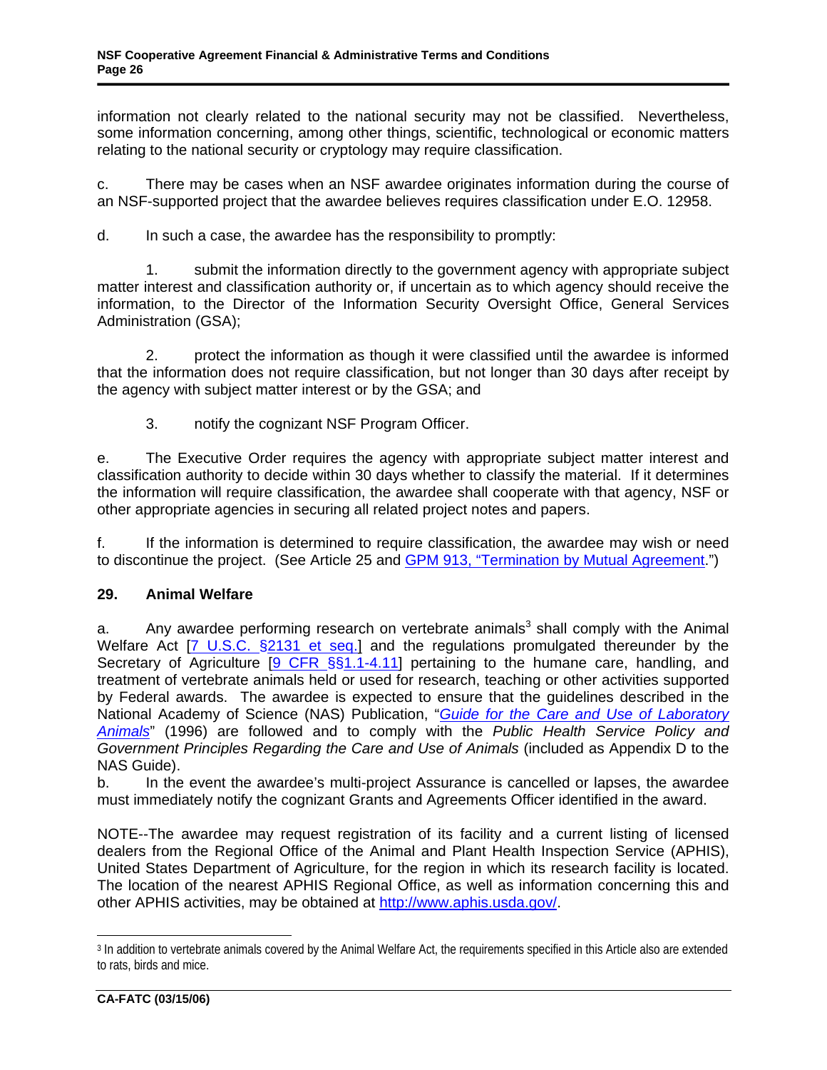information not clearly related to the national security may not be classified. Nevertheless, some information concerning, among other things, scientific, technological or economic matters relating to the national security or cryptology may require classification.

c. There may be cases when an NSF awardee originates information during the course of an NSF-supported project that the awardee believes requires classification under E.O. 12958.

d. In such a case, the awardee has the responsibility to promptly:

1. submit the information directly to the government agency with appropriate subject matter interest and classification authority or, if uncertain as to which agency should receive the information, to the Director of the Information Security Oversight Office, General Services Administration (GSA);

2. protect the information as though it were classified until the awardee is informed that the information does not require classification, but not longer than 30 days after receipt by the agency with subject matter interest or by the GSA; and

3. notify the cognizant NSF Program Officer.

e. The Executive Order requires the agency with appropriate subject matter interest and classification authority to decide within 30 days whether to classify the material. If it determines the information will require classification, the awardee shall cooperate with that agency, NSF or other appropriate agencies in securing all related project notes and papers.

f. If the information is determined to require classification, the awardee may wish or need to discontinue the project. (See Article 25 and GPM 913, "Termination by Mutual Agreement.")

## 29. Animal Welfare

a. Any awardee performing research on vertebrate animals[3] shall comply with the Animal Welfare Act [7 U.S.C. §2131 et seq.] and the regulations promulgated thereunder by the Secretary of Agriculture [9 CFR §§1.1-4.11] pertaining to the humane care, handling, and treatment of vertebrate animals held or used for research, teaching or other activities supported by Federal awards. The awardee is expected to ensure that the guidelines described in the National Academy of Science (NAS) Publication, "*Guide for the Care and Use of Laboratory Animals*" (1996) are followed and to comply with the *Public Health Service Policy and Government Principles Regarding the Care and Use of Animals* (included as Appendix D to the NAS Guide).

b. In the event the awardee's multi-project Assurance is cancelled or lapses, the awardee must immediately notify the cognizant Grants and Agreements Officer identified in the award.

NOTE--The awardee may request registration of its facility and a current listing of licensed dealers from the Regional Office of the Animal and Plant Health Inspection Service (APHIS), United States Department of Agriculture, for the region in which its research facility is located. The location of the nearest APHIS Regional Office, as well as information concerning this and other APHIS activities, may be obtained at http://www.aphis.usda.gov/.

---

[3] In addition to vertebrate animals covered by the Animal Welfare Act, the requirements specified in this Article also are extended to rats, birds and mice.

CA-FATC (03/15/06)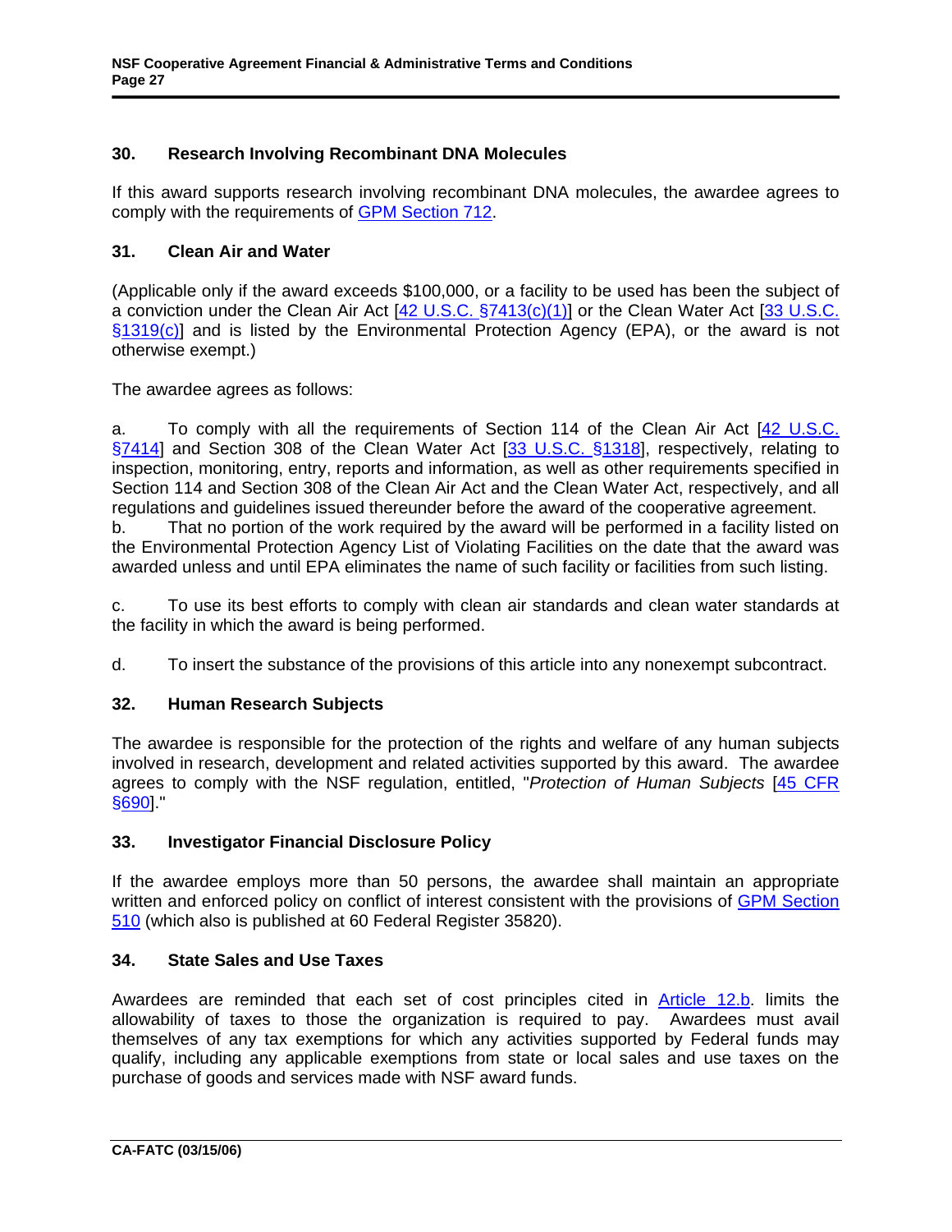### 30. Research Involving Recombinant DNA Molecules

If this award supports research involving recombinant DNA molecules, the awardee agrees to comply with the requirements of GPM Section 712.

### 31. Clean Air and Water

(Applicable only if the award exceeds $100,000, or a facility to be used has been the subject of a conviction under the Clean Air Act [42 U.S.C. §7413(c)(1)] or the Clean Water Act [33 U.S.C. §1319(c)] and is listed by the Environmental Protection Agency (EPA), or the award is not otherwise exempt.)

The awardee agrees as follows:

a. To comply with all the requirements of Section 114 of the Clean Air Act [42 U.S.C. §7414] and Section 308 of the Clean Water Act [33 U.S.C. §1318], respectively, relating to inspection, monitoring, entry, reports and information, as well as other requirements specified in Section 114 and Section 308 of the Clean Air Act and the Clean Water Act, respectively, and all regulations and guidelines issued thereunder before the award of the cooperative agreement.

b. That no portion of the work required by the award will be performed in a facility listed on the Environmental Protection Agency List of Violating Facilities on the date that the award was awarded unless and until EPA eliminates the name of such facility or facilities from such listing.

c. To use its best efforts to comply with clean air standards and clean water standards at the facility in which the award is being performed.

d. To insert the substance of the provisions of this article into any nonexempt subcontract.

### 32. Human Research Subjects

The awardee is responsible for the protection of the rights and welfare of any human subjects involved in research, development and related activities supported by this award. The awardee agrees to comply with the NSF regulation, entitled, "*Protection of Human Subjects* [45 CFR §690]."

### 33. Investigator Financial Disclosure Policy

If the awardee employs more than 50 persons, the awardee shall maintain an appropriate written and enforced policy on conflict of interest consistent with the provisions of GPM Section 510 (which also is published at 60 Federal Register 35820).

### 34. State Sales and Use Taxes

Awardees are reminded that each set of cost principles cited in Article 12.b. limits the allowability of taxes to those the organization is required to pay. Awardees must avail themselves of any tax exemptions for which any activities supported by Federal funds may qualify, including any applicable exemptions from state or local sales and use taxes on the purchase of goods and services made with NSF award funds.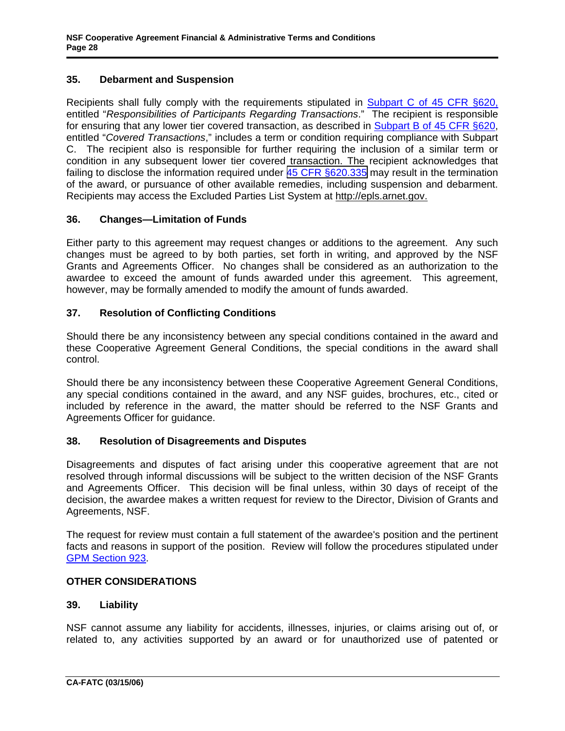### 35. Debarment and Suspension

Recipients shall fully comply with the requirements stipulated in Subpart C of 45 CFR §620, entitled "*Responsibilities of Participants Regarding Transactions*." The recipient is responsible for ensuring that any lower tier covered transaction, as described in Subpart B of 45 CFR §620, entitled "*Covered Transactions*," includes a term or condition requiring compliance with Subpart C. The recipient also is responsible for further requiring the inclusion of a similar term or condition in any subsequent lower tier covered transaction. The recipient acknowledges that failing to disclose the information required under 45 CFR §620.335 may result in the termination of the award, or pursuance of other available remedies, including suspension and debarment. Recipients may access the Excluded Parties List System at http://epls.arnet.gov.

### 36. Changes—Limitation of Funds

Either party to this agreement may request changes or additions to the agreement. Any such changes must be agreed to by both parties, set forth in writing, and approved by the NSF Grants and Agreements Officer. No changes shall be considered as an authorization to the awardee to exceed the amount of funds awarded under this agreement. This agreement, however, may be formally amended to modify the amount of funds awarded.

### 37. Resolution of Conflicting Conditions

Should there be any inconsistency between any special conditions contained in the award and these Cooperative Agreement General Conditions, the special conditions in the award shall control.

Should there be any inconsistency between these Cooperative Agreement General Conditions, any special conditions contained in the award, and any NSF guides, brochures, etc., cited or included by reference in the award, the matter should be referred to the NSF Grants and Agreements Officer for guidance.

### 38. Resolution of Disagreements and Disputes

Disagreements and disputes of fact arising under this cooperative agreement that are not resolved through informal discussions will be subject to the written decision of the NSF Grants and Agreements Officer. This decision will be final unless, within 30 days of receipt of the decision, the awardee makes a written request for review to the Director, Division of Grants and Agreements, NSF.

The request for review must contain a full statement of the awardee's position and the pertinent facts and reasons in support of the position. Review will follow the procedures stipulated under GPM Section 923.

## OTHER CONSIDERATIONS

### 39. Liability

NSF cannot assume any liability for accidents, illnesses, injuries, or claims arising out of, or related to, any activities supported by an award or for unauthorized use of patented or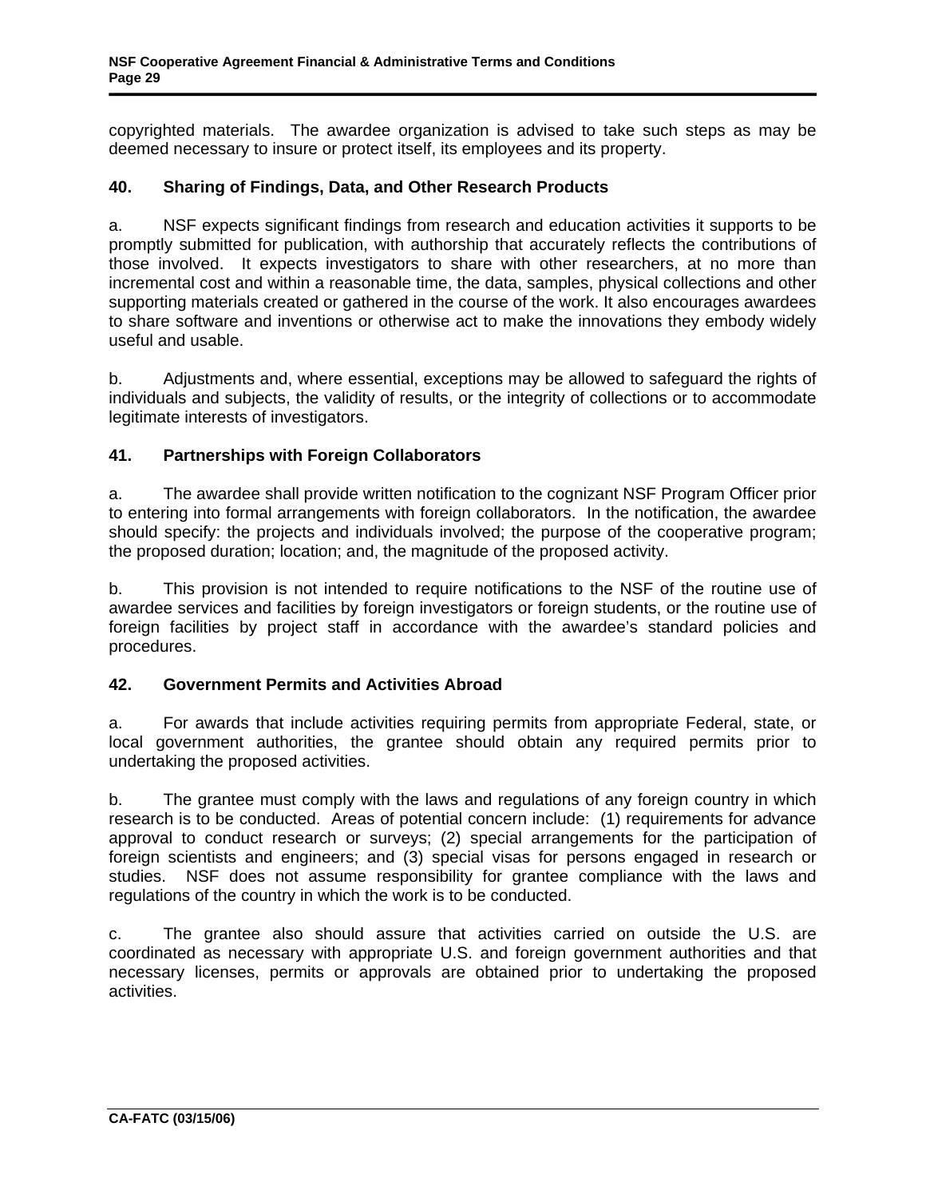copyrighted materials. The awardee organization is advised to take such steps as may be deemed necessary to insure or protect itself, its employees and its property.

### 40. Sharing of Findings, Data, and Other Research Products

a. NSF expects significant findings from research and education activities it supports to be promptly submitted for publication, with authorship that accurately reflects the contributions of those involved. It expects investigators to share with other researchers, at no more than incremental cost and within a reasonable time, the data, samples, physical collections and other supporting materials created or gathered in the course of the work. It also encourages awardees to share software and inventions or otherwise act to make the innovations they embody widely useful and usable.

b. Adjustments and, where essential, exceptions may be allowed to safeguard the rights of individuals and subjects, the validity of results, or the integrity of collections or to accommodate legitimate interests of investigators.

### 41. Partnerships with Foreign Collaborators

a. The awardee shall provide written notification to the cognizant NSF Program Officer prior to entering into formal arrangements with foreign collaborators. In the notification, the awardee should specify: the projects and individuals involved; the purpose of the cooperative program; the proposed duration; location; and, the magnitude of the proposed activity.

b. This provision is not intended to require notifications to the NSF of the routine use of awardee services and facilities by foreign investigators or foreign students, or the routine use of foreign facilities by project staff in accordance with the awardee's standard policies and procedures.

### 42. Government Permits and Activities Abroad

a. For awards that include activities requiring permits from appropriate Federal, state, or local government authorities, the grantee should obtain any required permits prior to undertaking the proposed activities.

b. The grantee must comply with the laws and regulations of any foreign country in which research is to be conducted. Areas of potential concern include: (1) requirements for advance approval to conduct research or surveys; (2) special arrangements for the participation of foreign scientists and engineers; and (3) special visas for persons engaged in research or studies. NSF does not assume responsibility for grantee compliance with the laws and regulations of the country in which the work is to be conducted.

c. The grantee also should assure that activities carried on outside the U.S. are coordinated as necessary with appropriate U.S. and foreign government authorities and that necessary licenses, permits or approvals are obtained prior to undertaking the proposed activities.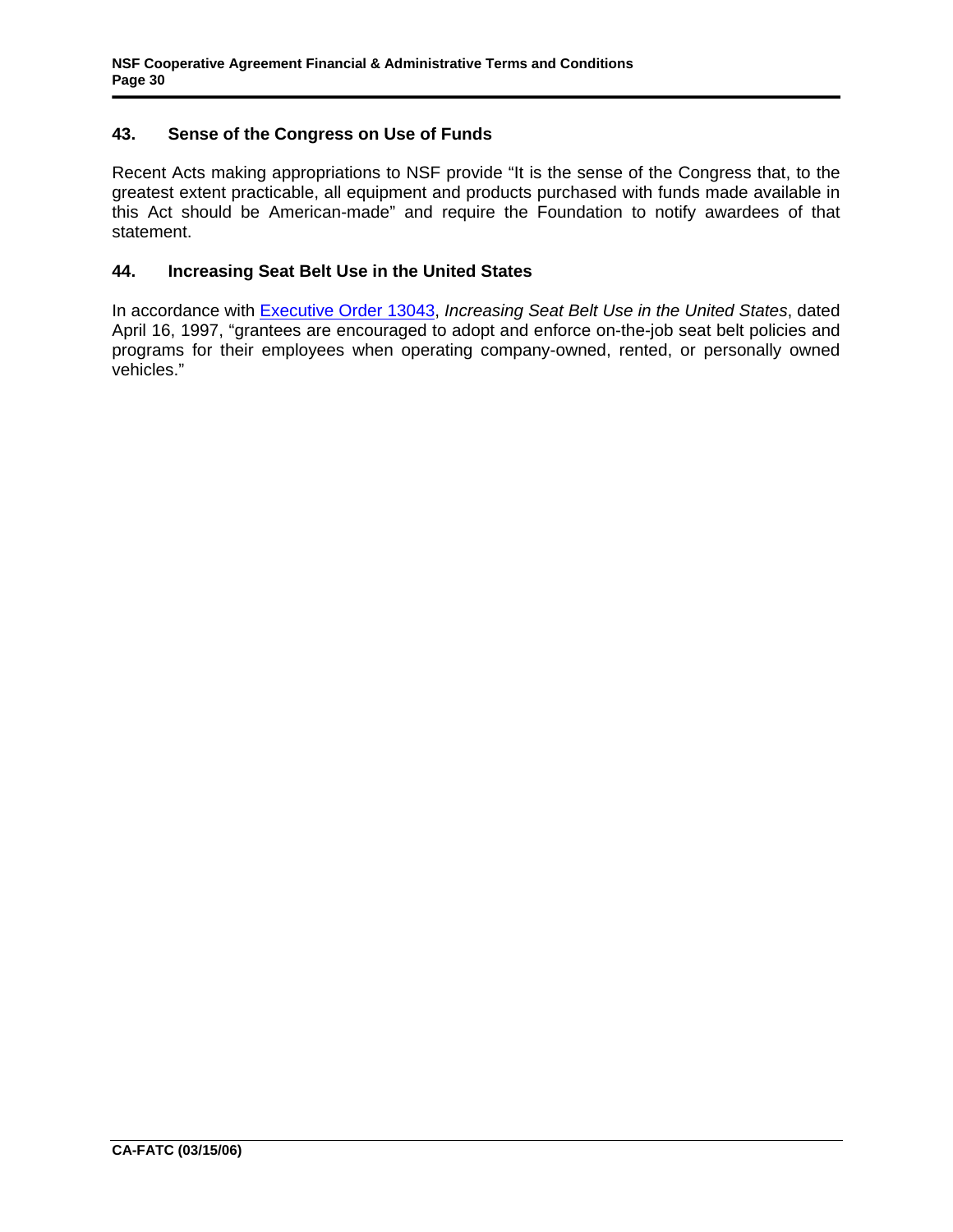## 43. Sense of the Congress on Use of Funds

Recent Acts making appropriations to NSF provide "It is the sense of the Congress that, to the greatest extent practicable, all equipment and products purchased with funds made available in this Act should be American-made" and require the Foundation to notify awardees of that statement.

## 44. Increasing Seat Belt Use in the United States

In accordance with Executive Order 13043, *Increasing Seat Belt Use in the United States*, dated April 16, 1997, "grantees are encouraged to adopt and enforce on-the-job seat belt policies and programs for their employees when operating company-owned, rented, or personally owned vehicles."